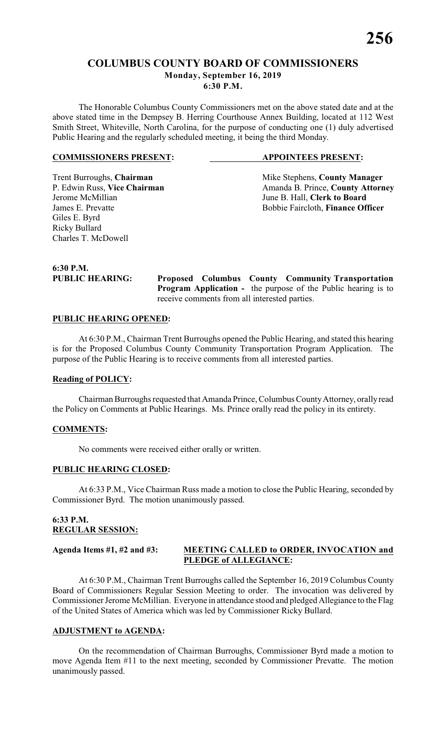# COLUMBUS COUNTY BOARD OF COMMISSIONERS

**Monday, September 16, 2019**
**6:30 P.M.**

The Honorable Columbus County Commissioners met on the above stated date and at the above stated time in the Dempsey B. Herring Courthouse Annex Building, located at 112 West Smith Street, Whiteville, North Carolina, for the purpose of conducting one (1) duly advertised Public Hearing and the regularly scheduled meeting, it being the third Monday.

| **COMMISSIONERS PRESENT:** | **APPOINTEES PRESENT:** |
|---|---|
| Trent Burroughs, **Chairman** | Mike Stephens, **County Manager** |
| P. Edwin Russ, **Vice Chairman** | Amanda B. Prince, **County Attorney** |
| Jerome McMillian | June B. Hall, **Clerk to Board** |
| James E. Prevatte | Bobbie Faircloth, **Finance Officer** |
| Giles E. Byrd | |
| Ricky Bullard | |
| Charles T. McDowell | |

**6:30 P.M.**
**PUBLIC HEARING:** **Proposed Columbus County Community Transportation Program Application -** the purpose of the Public hearing is to receive comments from all interested parties.

**PUBLIC HEARING OPENED:**

At 6:30 P.M., Chairman Trent Burroughs opened the Public Hearing, and stated this hearing is for the Proposed Columbus County Community Transportation Program Application. The purpose of the Public Hearing is to receive comments from all interested parties.

**Reading of POLICY:**

Chairman Burroughs requested that Amanda Prince, Columbus County Attorney, orally read the Policy on Comments at Public Hearings. Ms. Prince orally read the policy in its entirety.

**COMMENTS:**

No comments were received either orally or written.

**PUBLIC HEARING CLOSED:**

At 6:33 P.M., Vice Chairman Russ made a motion to close the Public Hearing, seconded by Commissioner Byrd. The motion unanimously passed.

**6:33 P.M.**
**REGULAR SESSION:**

**Agenda Items #1, #2 and #3:** **MEETING CALLED to ORDER, INVOCATION and PLEDGE of ALLEGIANCE:**

At 6:30 P.M., Chairman Trent Burroughs called the September 16, 2019 Columbus County Board of Commissioners Regular Session Meeting to order. The invocation was delivered by Commissioner Jerome McMillian. Everyone in attendance stood and pledged Allegiance to the Flag of the United States of America which was led by Commissioner Ricky Bullard.

**ADJUSTMENT to AGENDA:**

On the recommendation of Chairman Burroughs, Commissioner Byrd made a motion to move Agenda Item #11 to the next meeting, seconded by Commissioner Prevatte. The motion unanimously passed.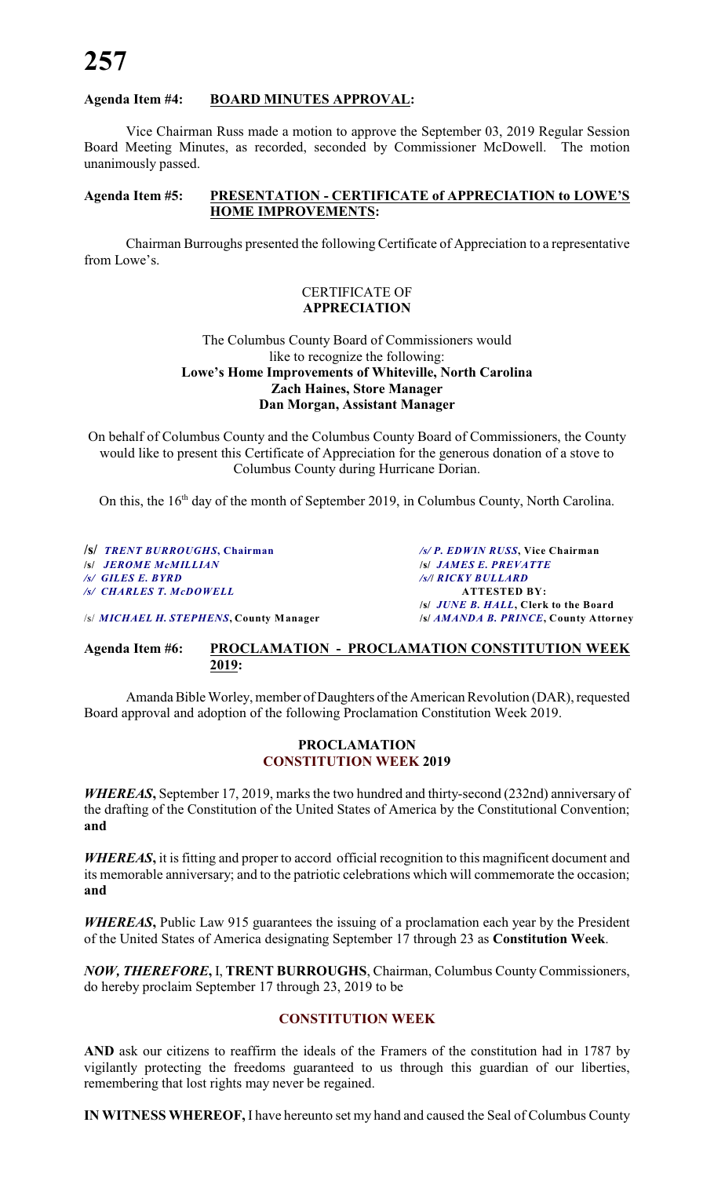## Agenda Item #4: BOARD MINUTES APPROVAL:

Vice Chairman Russ made a motion to approve the September 03, 2019 Regular Session Board Meeting Minutes, as recorded, seconded by Commissioner McDowell. The motion unanimously passed.

## Agenda Item #5: PRESENTATION - CERTIFICATE of APPRECIATION to LOWE'S HOME IMPROVEMENTS:

Chairman Burroughs presented the following Certificate of Appreciation to a representative from Lowe's.

CERTIFICATE OF
**APPRECIATION**

The Columbus County Board of Commissioners would like to recognize the following:
**Lowe's Home Improvements of Whiteville, North Carolina**
**Zach Haines, Store Manager**
**Dan Morgan, Assistant Manager**

On behalf of Columbus County and the Columbus County Board of Commissioners, the County would like to present this Certificate of Appreciation for the generous donation of a stove to Columbus County during Hurricane Dorian.

On this, the 16th day of the month of September 2019, in Columbus County, North Carolina.

/s/ *TRENT BURROUGHS*, **Chairman**
/s/ *JEROME McMILLIAN*
/s/ *GILES E. BYRD*
/s/ *CHARLES T. McDOWELL*

/s/ *P. EDWIN RUSS*, **Vice Chairman**
/s/ *JAMES E. PREVATTE*
/s/ *RICKY BULLARD*

**ATTESTED BY:**
/s/ *JUNE B. HALL*, **Clerk to the Board**

/s/ *MICHAEL H. STEPHENS*, **County Manager**
/s/ *AMANDA B. PRINCE*, **County Attorney**

## Agenda Item #6: PROCLAMATION - PROCLAMATION CONSTITUTION WEEK 2019:

Amanda Bible Worley, member of Daughters of the American Revolution (DAR), requested Board approval and adoption of the following Proclamation Constitution Week 2019.

**PROCLAMATION**
**CONSTITUTION WEEK 2019**

***WHEREAS*,** September 17, 2019, marks the two hundred and thirty-second (232nd) anniversary of the drafting of the Constitution of the United States of America by the Constitutional Convention; **and**

***WHEREAS*,** it is fitting and proper to accord official recognition to this magnificent document and its memorable anniversary; and to the patriotic celebrations which will commemorate the occasion; **and**

***WHEREAS*,** Public Law 915 guarantees the issuing of a proclamation each year by the President of the United States of America designating September 17 through 23 as **Constitution Week**.

***NOW, THEREFORE*,** I, **TRENT BURROUGHS**, Chairman, Columbus County Commissioners, do hereby proclaim September 17 through 23, 2019 to be

**CONSTITUTION WEEK**

**AND** ask our citizens to reaffirm the ideals of the Framers of the constitution had in 1787 by vigilantly protecting the freedoms guaranteed to us through this guardian of our liberties, remembering that lost rights may never be regained.

**IN WITNESS WHEREOF,** I have hereunto set my hand and caused the Seal of Columbus County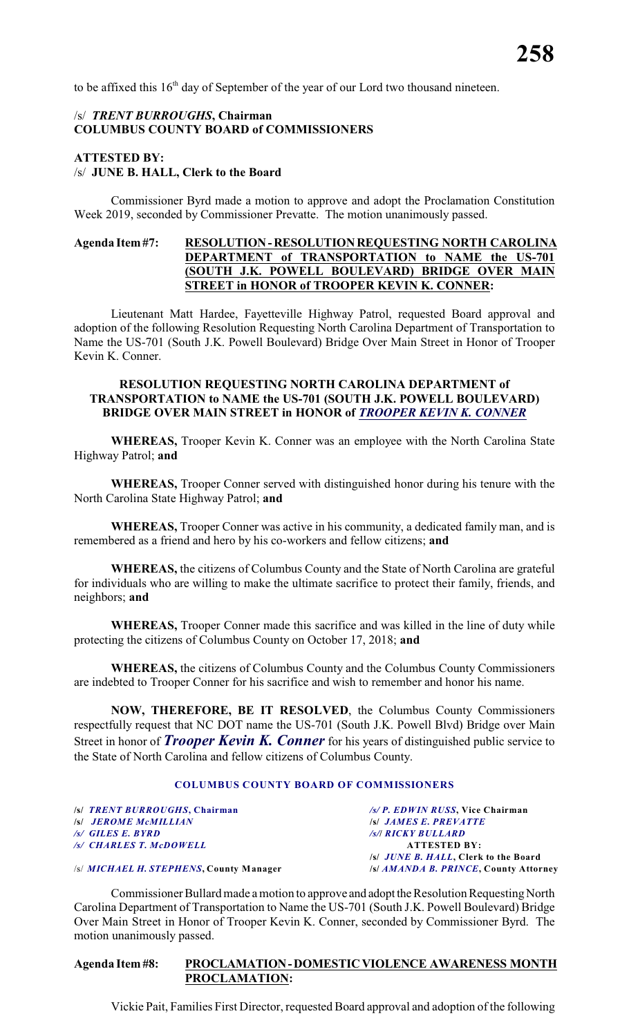to be affixed this 16th day of September of the year of our Lord two thousand nineteen.

/s/ ***TRENT BURROUGHS*, Chairman**
**COLUMBUS COUNTY BOARD of COMMISSIONERS**

**ATTESTED BY:**
/s/ **JUNE B. HALL, Clerk to the Board**

Commissioner Byrd made a motion to approve and adopt the Proclamation Constitution Week 2019, seconded by Commissioner Prevatte. The motion unanimously passed.

**Agenda Item #7: RESOLUTION - RESOLUTION REQUESTING NORTH CAROLINA DEPARTMENT of TRANSPORTATION to NAME the US-701 (SOUTH J.K. POWELL BOULEVARD) BRIDGE OVER MAIN STREET in HONOR of TROOPER KEVIN K. CONNER:**

Lieutenant Matt Hardee, Fayetteville Highway Patrol, requested Board approval and adoption of the following Resolution Requesting North Carolina Department of Transportation to Name the US-701 (South J.K. Powell Boulevard) Bridge Over Main Street in Honor of Trooper Kevin K. Conner.

**RESOLUTION REQUESTING NORTH CAROLINA DEPARTMENT of TRANSPORTATION to NAME the US-701 (SOUTH J.K. POWELL BOULEVARD) BRIDGE OVER MAIN STREET in HONOR of *TROOPER KEVIN K. CONNER***

**WHEREAS,** Trooper Kevin K. Conner was an employee with the North Carolina State Highway Patrol; **and**

**WHEREAS,** Trooper Conner served with distinguished honor during his tenure with the North Carolina State Highway Patrol; **and**

**WHEREAS,** Trooper Conner was active in his community, a dedicated family man, and is remembered as a friend and hero by his co-workers and fellow citizens; **and**

**WHEREAS,** the citizens of Columbus County and the State of North Carolina are grateful for individuals who are willing to make the ultimate sacrifice to protect their family, friends, and neighbors; **and**

**WHEREAS,** Trooper Conner made this sacrifice and was killed in the line of duty while protecting the citizens of Columbus County on October 17, 2018; **and**

**WHEREAS,** the citizens of Columbus County and the Columbus County Commissioners are indebted to Trooper Conner for his sacrifice and wish to remember and honor his name.

**NOW, THEREFORE, BE IT RESOLVED**, the Columbus County Commissioners respectfully request that NC DOT name the US-701 (South J.K. Powell Blvd) Bridge over Main Street in honor of ***Trooper Kevin K. Conner*** for his years of distinguished public service to the State of North Carolina and fellow citizens of Columbus County.

**COLUMBUS COUNTY BOARD OF COMMISSIONERS**

/s/ ***TRENT BURROUGHS*, Chairman**
/s/ ***JEROME McMILLIAN***
/s/ ***GILES E. BYRD***
/s/ ***CHARLES T. McDOWELL***

/s/ ***P. EDWIN RUSS*, Vice Chairman**
/s/ ***JAMES E. PREVATTE***
/s/ ***RICKY BULLARD***
**ATTESTED BY:**
/s/ ***JUNE B. HALL*, Clerk to the Board**

/s/ ***MICHAEL H. STEPHENS*, County Manager**
/s/ ***AMANDA B. PRINCE*, County Attorney**

Commissioner Bullard made a motion to approve and adopt the Resolution Requesting North Carolina Department of Transportation to Name the US-701 (South J.K. Powell Boulevard) Bridge Over Main Street in Honor of Trooper Kevin K. Conner, seconded by Commissioner Byrd. The motion unanimously passed.

**Agenda Item #8: PROCLAMATION - DOMESTIC VIOLENCE AWARENESS MONTH PROCLAMATION:**

Vickie Pait, Families First Director, requested Board approval and adoption of the following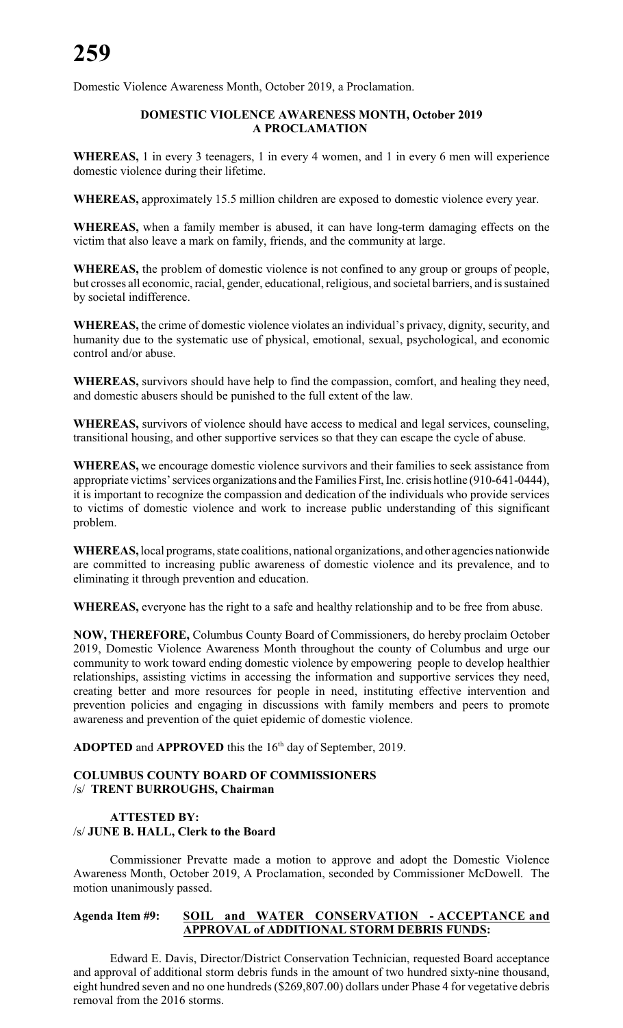Domestic Violence Awareness Month, October 2019, a Proclamation.

**DOMESTIC VIOLENCE AWARENESS MONTH, October 2019**
**A PROCLAMATION**

**WHEREAS,** 1 in every 3 teenagers, 1 in every 4 women, and 1 in every 6 men will experience domestic violence during their lifetime.

**WHEREAS,** approximately 15.5 million children are exposed to domestic violence every year.

**WHEREAS,** when a family member is abused, it can have long-term damaging effects on the victim that also leave a mark on family, friends, and the community at large.

**WHEREAS,** the problem of domestic violence is not confined to any group or groups of people, but crosses all economic, racial, gender, educational, religious, and societal barriers, and is sustained by societal indifference.

**WHEREAS,** the crime of domestic violence violates an individual's privacy, dignity, security, and humanity due to the systematic use of physical, emotional, sexual, psychological, and economic control and/or abuse.

**WHEREAS,** survivors should have help to find the compassion, comfort, and healing they need, and domestic abusers should be punished to the full extent of the law.

**WHEREAS,** survivors of violence should have access to medical and legal services, counseling, transitional housing, and other supportive services so that they can escape the cycle of abuse.

**WHEREAS,** we encourage domestic violence survivors and their families to seek assistance from appropriate victims' services organizations and the Families First, Inc. crisis hotline (910-641-0444), it is important to recognize the compassion and dedication of the individuals who provide services to victims of domestic violence and work to increase public understanding of this significant problem.

**WHEREAS,** local programs, state coalitions, national organizations, and other agencies nationwide are committed to increasing public awareness of domestic violence and its prevalence, and to eliminating it through prevention and education.

**WHEREAS,** everyone has the right to a safe and healthy relationship and to be free from abuse.

**NOW, THEREFORE,** Columbus County Board of Commissioners, do hereby proclaim October 2019, Domestic Violence Awareness Month throughout the county of Columbus and urge our community to work toward ending domestic violence by empowering people to develop healthier relationships, assisting victims in accessing the information and supportive services they need, creating better and more resources for people in need, instituting effective intervention and prevention policies and engaging in discussions with family members and peers to promote awareness and prevention of the quiet epidemic of domestic violence.

**ADOPTED** and **APPROVED** this the 16th day of September, 2019.

**COLUMBUS COUNTY BOARD OF COMMISSIONERS**
/s/ **TRENT BURROUGHS, Chairman**

**ATTESTED BY:**
/s/ **JUNE B. HALL, Clerk to the Board**

Commissioner Prevatte made a motion to approve and adopt the Domestic Violence Awareness Month, October 2019, A Proclamation, seconded by Commissioner McDowell. The motion unanimously passed.

**Agenda Item #9: SOIL and WATER CONSERVATION - ACCEPTANCE and APPROVAL of ADDITIONAL STORM DEBRIS FUNDS:**

Edward E. Davis, Director/District Conservation Technician, requested Board acceptance and approval of additional storm debris funds in the amount of two hundred sixty-nine thousand, eight hundred seven and no one hundreds ($269,807.00) dollars under Phase 4 for vegetative debris removal from the 2016 storms.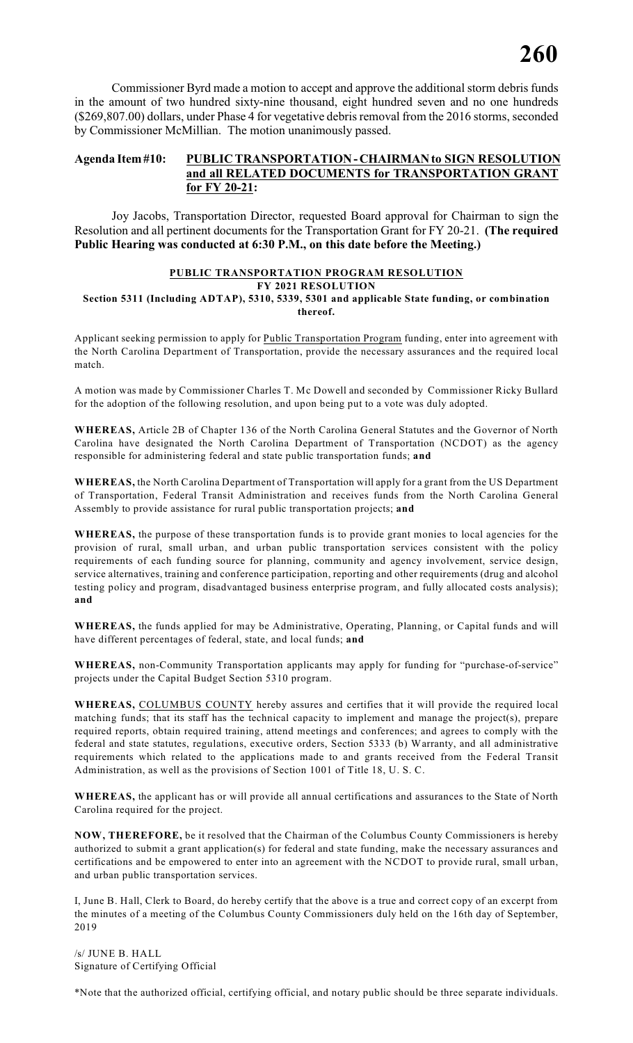Commissioner Byrd made a motion to accept and approve the additional storm debris funds in the amount of two hundred sixty-nine thousand, eight hundred seven and no one hundreds ($269,807.00) dollars, under Phase 4 for vegetative debris removal from the 2016 storms, seconded by Commissioner McMillian. The motion unanimously passed.

**Agenda Item #10: <u>PUBLIC TRANSPORTATION - CHAIRMAN to SIGN RESOLUTION and all RELATED DOCUMENTS for TRANSPORTATION GRANT for FY 20-21</u>:**

Joy Jacobs, Transportation Director, requested Board approval for Chairman to sign the Resolution and all pertinent documents for the Transportation Grant for FY 20-21. **(The required Public Hearing was conducted at 6:30 P.M., on this date before the Meeting.)**

**<u>PUBLIC TRANSPORTATION PROGRAM RESOLUTION</u>**
**FY 2021 RESOLUTION**
**Section 5311 (Including ADTAP), 5310, 5339, 5301 and applicable State funding, or combination thereof.**

Applicant seeking permission to apply for <u>Public Transportation Program</u> funding, enter into agreement with the North Carolina Department of Transportation, provide the necessary assurances and the required local match.

A motion was made by Commissioner Charles T. Mc Dowell and seconded by Commissioner Ricky Bullard for the adoption of the following resolution, and upon being put to a vote was duly adopted.

**WHEREAS,** Article 2B of Chapter 136 of the North Carolina General Statutes and the Governor of North Carolina have designated the North Carolina Department of Transportation (NCDOT) as the agency responsible for administering federal and state public transportation funds; **and**

**WHEREAS,** the North Carolina Department of Transportation will apply for a grant from the US Department of Transportation, Federal Transit Administration and receives funds from the North Carolina General Assembly to provide assistance for rural public transportation projects; **and**

**WHEREAS,** the purpose of these transportation funds is to provide grant monies to local agencies for the provision of rural, small urban, and urban public transportation services consistent with the policy requirements of each funding source for planning, community and agency involvement, service design, service alternatives, training and conference participation, reporting and other requirements (drug and alcohol testing policy and program, disadvantaged business enterprise program, and fully allocated costs analysis); **and**

**WHEREAS,** the funds applied for may be Administrative, Operating, Planning, or Capital funds and will have different percentages of federal, state, and local funds; **and**

**WHEREAS,** non-Community Transportation applicants may apply for funding for "purchase-of-service" projects under the Capital Budget Section 5310 program.

**WHEREAS,** <u>COLUMBUS COUNTY</u> hereby assures and certifies that it will provide the required local matching funds; that its staff has the technical capacity to implement and manage the project(s), prepare required reports, obtain required training, attend meetings and conferences; and agrees to comply with the federal and state statutes, regulations, executive orders, Section 5333 (b) Warranty, and all administrative requirements which related to the applications made to and grants received from the Federal Transit Administration, as well as the provisions of Section 1001 of Title 18, U. S. C.

**WHEREAS,** the applicant has or will provide all annual certifications and assurances to the State of North Carolina required for the project.

**NOW, THEREFORE,** be it resolved that the Chairman of the Columbus County Commissioners is hereby authorized to submit a grant application(s) for federal and state funding, make the necessary assurances and certifications and be empowered to enter into an agreement with the NCDOT to provide rural, small urban, and urban public transportation services.

I, June B. Hall, Clerk to Board, do hereby certify that the above is a true and correct copy of an excerpt from the minutes of a meeting of the Columbus County Commissioners duly held on the 16th day of September, 2019

/s/ JUNE B. HALL
Signature of Certifying Official

*Note that the authorized official, certifying official, and notary public should be three separate individuals.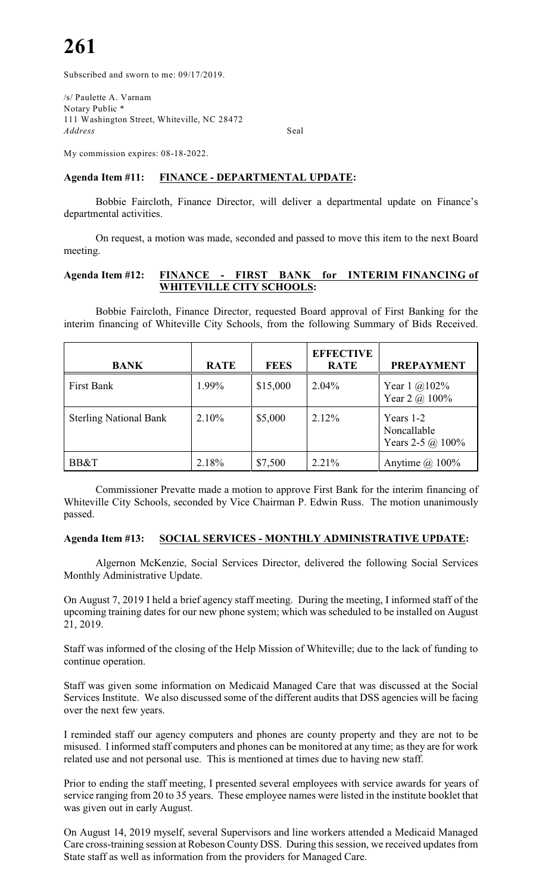Subscribed and sworn to me: 09/17/2019.

/s/ Paulette A. Varnam
Notary Public *
111 Washington Street, Whiteville, NC 28472
*Address* Seal

My commission expires: 08-18-2022.

**Agenda Item #11: FINANCE - DEPARTMENTAL UPDATE:**

Bobbie Faircloth, Finance Director, will deliver a departmental update on Finance's departmental activities.

On request, a motion was made, seconded and passed to move this item to the next Board meeting.

**Agenda Item #12: FINANCE - FIRST BANK for INTERIM FINANCING of WHITEVILLE CITY SCHOOLS:**

Bobbie Faircloth, Finance Director, requested Board approval of First Banking for the interim financing of Whiteville City Schools, from the following Summary of Bids Received.

| BANK | RATE | FEES | EFFECTIVE RATE | PREPAYMENT |
|---|---|---|---|---|
| First Bank | 1.99% | $15,000 | 2.04% | Year 1 @102%<br>Year 2 @ 100% |
| Sterling National Bank | 2.10% | $5,000 | 2.12% | Years 1-2 Noncallable<br>Years 2-5 @ 100% |
| BB&T | 2.18% | $7,500 | 2.21% | Anytime @ 100% |

Commissioner Prevatte made a motion to approve First Bank for the interim financing of Whiteville City Schools, seconded by Vice Chairman P. Edwin Russ. The motion unanimously passed.

**Agenda Item #13: SOCIAL SERVICES - MONTHLY ADMINISTRATIVE UPDATE:**

Algernon McKenzie, Social Services Director, delivered the following Social Services Monthly Administrative Update.

On August 7, 2019 I held a brief agency staff meeting. During the meeting, I informed staff of the upcoming training dates for our new phone system; which was scheduled to be installed on August 21, 2019.

Staff was informed of the closing of the Help Mission of Whiteville; due to the lack of funding to continue operation.

Staff was given some information on Medicaid Managed Care that was discussed at the Social Services Institute. We also discussed some of the different audits that DSS agencies will be facing over the next few years.

I reminded staff our agency computers and phones are county property and they are not to be misused. I informed staff computers and phones can be monitored at any time; as they are for work related use and not personal use. This is mentioned at times due to having new staff.

Prior to ending the staff meeting, I presented several employees with service awards for years of service ranging from 20 to 35 years. These employee names were listed in the institute booklet that was given out in early August.

On August 14, 2019 myself, several Supervisors and line workers attended a Medicaid Managed Care cross-training session at Robeson County DSS. During this session, we received updates from State staff as well as information from the providers for Managed Care.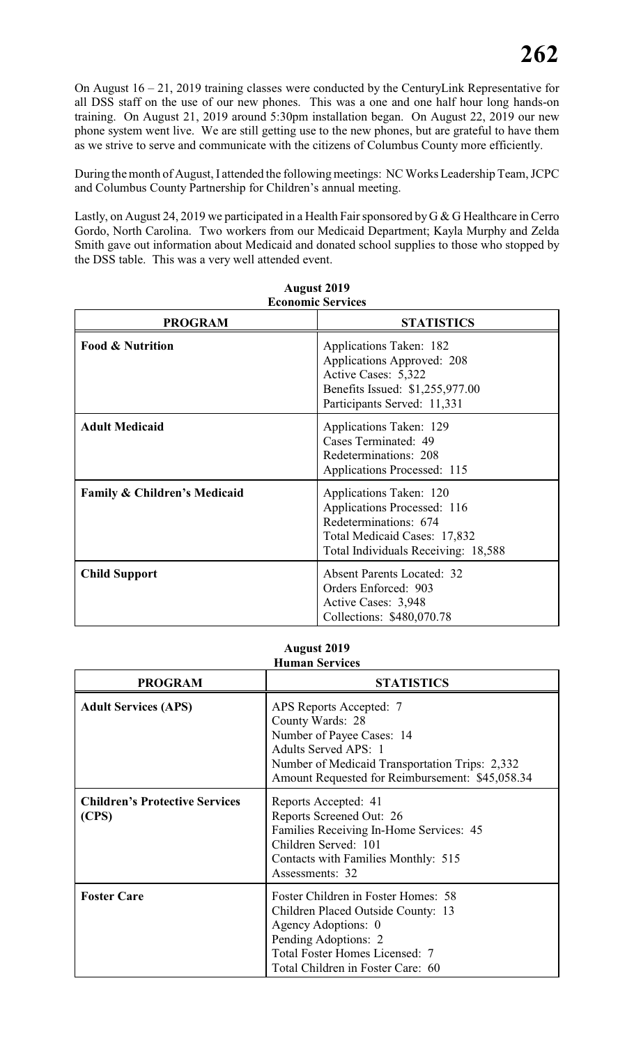On August 16 – 21, 2019 training classes were conducted by the CenturyLink Representative for all DSS staff on the use of our new phones. This was a one and one half hour long hands-on training. On August 21, 2019 around 5:30pm installation began. On August 22, 2019 our new phone system went live. We are still getting use to the new phones, but are grateful to have them as we strive to serve and communicate with the citizens of Columbus County more efficiently.

During the month of August, I attended the following meetings: NC Works Leadership Team, JCPC and Columbus County Partnership for Children's annual meeting.

Lastly, on August 24, 2019 we participated in a Health Fair sponsored by G & G Healthcare in Cerro Gordo, North Carolina. Two workers from our Medicaid Department; Kayla Murphy and Zelda Smith gave out information about Medicaid and donated school supplies to those who stopped by the DSS table. This was a very well attended event.

**August 2019**
**Economic Services**

| PROGRAM | STATISTICS |
|---|---|
| **Food & Nutrition** | Applications Taken: 182<br>Applications Approved: 208<br>Active Cases: 5,322<br>Benefits Issued: $1,255,977.00<br>Participants Served: 11,331 |
| **Adult Medicaid** | Applications Taken: 129<br>Cases Terminated: 49<br>Redeterminations: 208<br>Applications Processed: 115 |
| **Family & Children's Medicaid** | Applications Taken: 120<br>Applications Processed: 116<br>Redeterminations: 674<br>Total Medicaid Cases: 17,832<br>Total Individuals Receiving: 18,588 |
| **Child Support** | Absent Parents Located: 32<br>Orders Enforced: 903<br>Active Cases: 3,948<br>Collections: $480,070.78 |

**August 2019**
**Human Services**

| PROGRAM | STATISTICS |
|---|---|
| **Adult Services (APS)** | APS Reports Accepted: 7<br>County Wards: 28<br>Number of Payee Cases: 14<br>Adults Served APS: 1<br>Number of Medicaid Transportation Trips: 2,332<br>Amount Requested for Reimbursement: $45,058.34 |
| **Children's Protective Services (CPS)** | Reports Accepted: 41<br>Reports Screened Out: 26<br>Families Receiving In-Home Services: 45<br>Children Served: 101<br>Contacts with Families Monthly: 515<br>Assessments: 32 |
| **Foster Care** | Foster Children in Foster Homes: 58<br>Children Placed Outside County: 13<br>Agency Adoptions: 0<br>Pending Adoptions: 2<br>Total Foster Homes Licensed: 7<br>Total Children in Foster Care: 60 |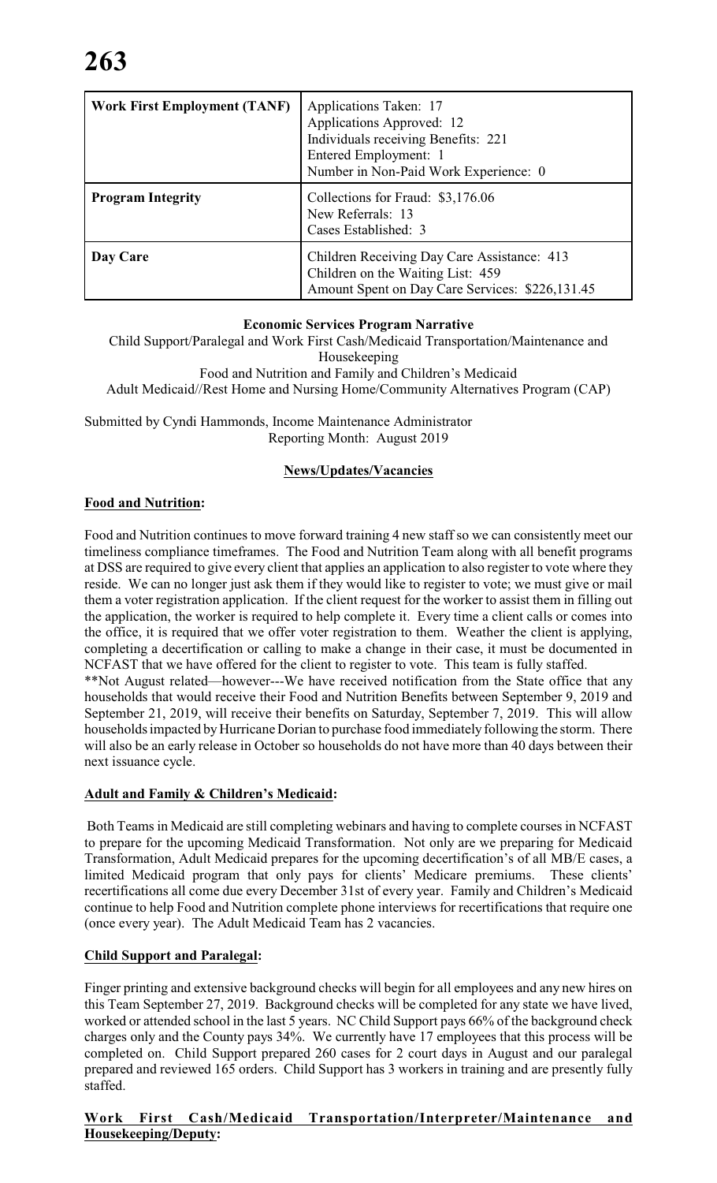| **Work First Employment (TANF)** | Applications Taken: 17<br>Applications Approved: 12<br>Individuals receiving Benefits: 221<br>Entered Employment: 1<br>Number in Non-Paid Work Experience: 0 |
|---|---|
| **Program Integrity** | Collections for Fraud: $3,176.06<br>New Referrals: 13<br>Cases Established: 3 |
| **Day Care** | Children Receiving Day Care Assistance: 413<br>Children on the Waiting List: 459<br>Amount Spent on Day Care Services: $226,131.45 |

**Economic Services Program Narrative**

Child Support/Paralegal and Work First Cash/Medicaid Transportation/Maintenance and Housekeeping
Food and Nutrition and Family and Children's Medicaid
Adult Medicaid//Rest Home and Nursing Home/Community Alternatives Program (CAP)

Submitted by Cyndi Hammonds, Income Maintenance Administrator
Reporting Month: August 2019

**News/Updates/Vacancies**

**Food and Nutrition:**

Food and Nutrition continues to move forward training 4 new staff so we can consistently meet our timeliness compliance timeframes. The Food and Nutrition Team along with all benefit programs at DSS are required to give every client that applies an application to also register to vote where they reside. We can no longer just ask them if they would like to register to vote; we must give or mail them a voter registration application. If the client request for the worker to assist them in filling out the application, the worker is required to help complete it. Every time a client calls or comes into the office, it is required that we offer voter registration to them. Weather the client is applying, completing a decertification or calling to make a change in their case, it must be documented in NCFAST that we have offered for the client to register to vote. This team is fully staffed.
**Not August related—however---We have received notification from the State office that any households that would receive their Food and Nutrition Benefits between September 9, 2019 and September 21, 2019, will receive their benefits on Saturday, September 7, 2019. This will allow households impacted by Hurricane Dorian to purchase food immediately following the storm. There will also be an early release in October so households do not have more than 40 days between their next issuance cycle.

**Adult and Family & Children's Medicaid:**

Both Teams in Medicaid are still completing webinars and having to complete courses in NCFAST to prepare for the upcoming Medicaid Transformation. Not only are we preparing for Medicaid Transformation, Adult Medicaid prepares for the upcoming decertification's of all MB/E cases, a limited Medicaid program that only pays for clients' Medicare premiums. These clients' recertifications all come due every December 31st of every year. Family and Children's Medicaid continue to help Food and Nutrition complete phone interviews for recertifications that require one (once every year). The Adult Medicaid Team has 2 vacancies.

**Child Support and Paralegal:**

Finger printing and extensive background checks will begin for all employees and any new hires on this Team September 27, 2019. Background checks will be completed for any state we have lived, worked or attended school in the last 5 years. NC Child Support pays 66% of the background check charges only and the County pays 34%. We currently have 17 employees that this process will be completed on. Child Support prepared 260 cases for 2 court days in August and our paralegal prepared and reviewed 165 orders. Child Support has 3 workers in training and are presently fully staffed.

**Work First Cash/Medicaid Transportation/Interpreter/Maintenance and Housekeeping/Deputy:**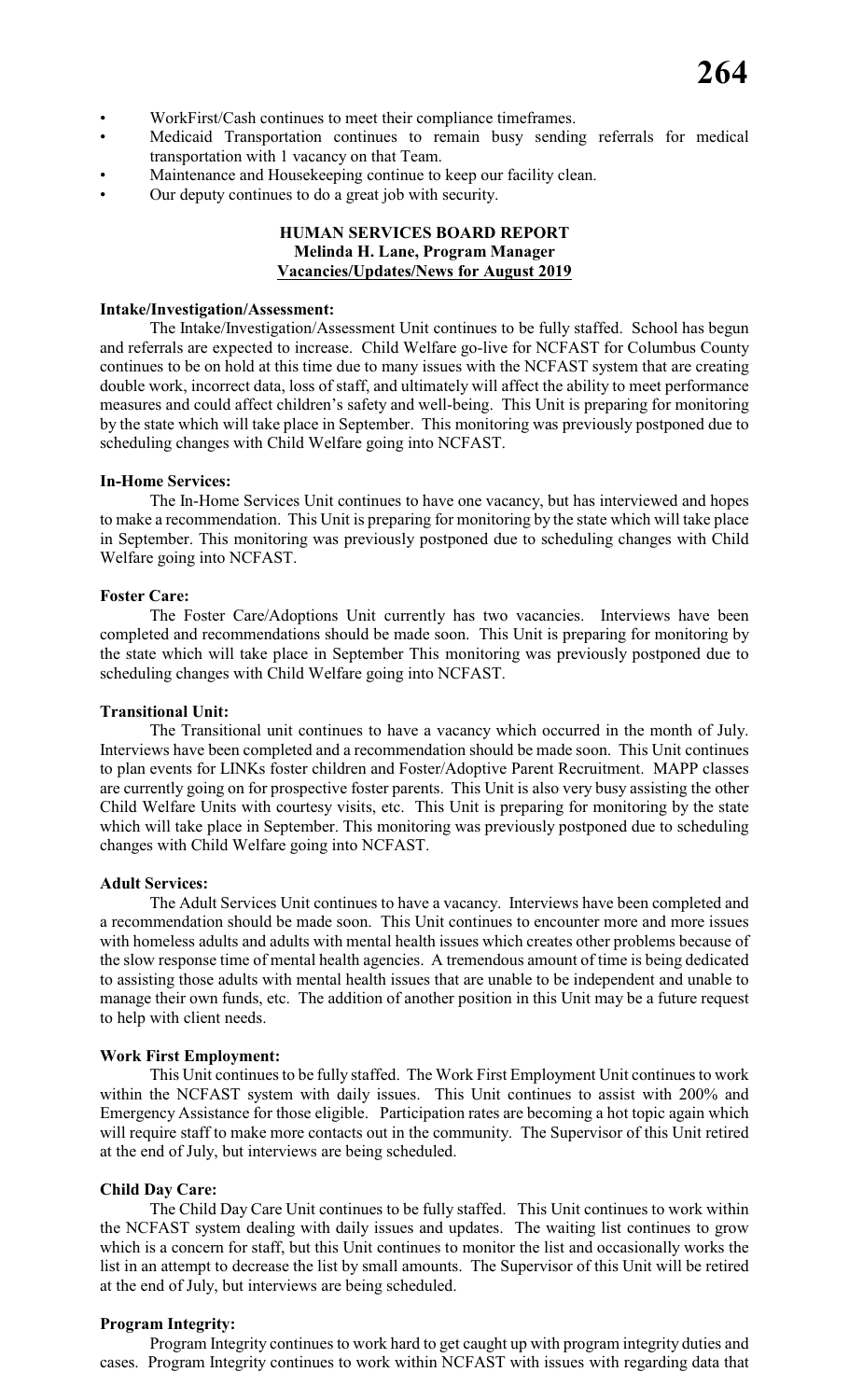- WorkFirst/Cash continues to meet their compliance timeframes.
- Medicaid Transportation continues to remain busy sending referrals for medical transportation with 1 vacancy on that Team.
- Maintenance and Housekeeping continue to keep our facility clean.
- Our deputy continues to do a great job with security.

**HUMAN SERVICES BOARD REPORT**
**Melinda H. Lane, Program Manager**
**Vacancies/Updates/News for August 2019**

**Intake/Investigation/Assessment:**

The Intake/Investigation/Assessment Unit continues to be fully staffed. School has begun and referrals are expected to increase. Child Welfare go-live for NCFAST for Columbus County continues to be on hold at this time due to many issues with the NCFAST system that are creating double work, incorrect data, loss of staff, and ultimately will affect the ability to meet performance measures and could affect children's safety and well-being. This Unit is preparing for monitoring by the state which will take place in September. This monitoring was previously postponed due to scheduling changes with Child Welfare going into NCFAST.

**In-Home Services:**

The In-Home Services Unit continues to have one vacancy, but has interviewed and hopes to make a recommendation. This Unit is preparing for monitoring by the state which will take place in September. This monitoring was previously postponed due to scheduling changes with Child Welfare going into NCFAST.

**Foster Care:**

The Foster Care/Adoptions Unit currently has two vacancies. Interviews have been completed and recommendations should be made soon. This Unit is preparing for monitoring by the state which will take place in September This monitoring was previously postponed due to scheduling changes with Child Welfare going into NCFAST.

**Transitional Unit:**

The Transitional unit continues to have a vacancy which occurred in the month of July. Interviews have been completed and a recommendation should be made soon. This Unit continues to plan events for LINKs foster children and Foster/Adoptive Parent Recruitment. MAPP classes are currently going on for prospective foster parents. This Unit is also very busy assisting the other Child Welfare Units with courtesy visits, etc. This Unit is preparing for monitoring by the state which will take place in September. This monitoring was previously postponed due to scheduling changes with Child Welfare going into NCFAST.

**Adult Services:**

The Adult Services Unit continues to have a vacancy. Interviews have been completed and a recommendation should be made soon. This Unit continues to encounter more and more issues with homeless adults and adults with mental health issues which creates other problems because of the slow response time of mental health agencies. A tremendous amount of time is being dedicated to assisting those adults with mental health issues that are unable to be independent and unable to manage their own funds, etc. The addition of another position in this Unit may be a future request to help with client needs.

**Work First Employment:**

This Unit continues to be fully staffed. The Work First Employment Unit continues to work within the NCFAST system with daily issues. This Unit continues to assist with 200% and Emergency Assistance for those eligible. Participation rates are becoming a hot topic again which will require staff to make more contacts out in the community. The Supervisor of this Unit retired at the end of July, but interviews are being scheduled.

**Child Day Care:**

The Child Day Care Unit continues to be fully staffed. This Unit continues to work within the NCFAST system dealing with daily issues and updates. The waiting list continues to grow which is a concern for staff, but this Unit continues to monitor the list and occasionally works the list in an attempt to decrease the list by small amounts. The Supervisor of this Unit will be retired at the end of July, but interviews are being scheduled.

**Program Integrity:**

Program Integrity continues to work hard to get caught up with program integrity duties and cases. Program Integrity continues to work within NCFAST with issues with regarding data that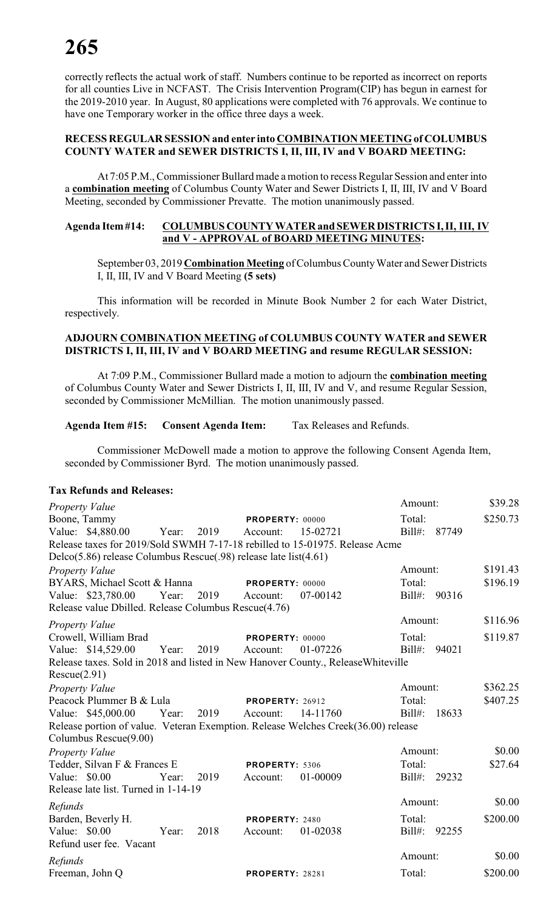correctly reflects the actual work of staff. Numbers continue to be reported as incorrect on reports for all counties Live in NCFAST. The Crisis Intervention Program(CIP) has begun in earnest for the 2019-2010 year. In August, 80 applications were completed with 76 approvals. We continue to have one Temporary worker in the office three days a week.

**RECESS REGULAR SESSION and enter into COMBINATION MEETING of COLUMBUS COUNTY WATER and SEWER DISTRICTS I, II, III, IV and V BOARD MEETING:**

At 7:05 P.M., Commissioner Bullard made a motion to recess Regular Session and enter into a **combination meeting** of Columbus County Water and Sewer Districts I, II, III, IV and V Board Meeting, seconded by Commissioner Prevatte. The motion unanimously passed.

**Agenda Item #14: COLUMBUS COUNTY WATER and SEWER DISTRICTS I, II, III, IV and V - APPROVAL of BOARD MEETING MINUTES:**

September 03, 2019 **Combination Meeting** of Columbus County Water and Sewer Districts I, II, III, IV and V Board Meeting **(5 sets)**

This information will be recorded in Minute Book Number 2 for each Water District, respectively.

**ADJOURN COMBINATION MEETING of COLUMBUS COUNTY WATER and SEWER DISTRICTS I, II, III, IV and V BOARD MEETING and resume REGULAR SESSION:**

At 7:09 P.M., Commissioner Bullard made a motion to adjourn the **combination meeting** of Columbus County Water and Sewer Districts I, II, III, IV and V, and resume Regular Session, seconded by Commissioner McMillian. The motion unanimously passed.

**Agenda Item #15: Consent Agenda Item:** Tax Releases and Refunds.

Commissioner McDowell made a motion to approve the following Consent Agenda Item, seconded by Commissioner Byrd. The motion unanimously passed.

**Tax Refunds and Releases:**

*Property Value* — Amount: $39.28
Boone, Tammy — **PROPERTY:** 00000 — Total: $250.73
Value: $4,880.00 Year: 2019 Account: 15-02721 Bill#: 87749
Release taxes for 2019/Sold SWMH 7-17-18 rebilled to 15-01975. Release Acme Delco(5.86) release Columbus Rescue(.98) release late list(4.61)

*Property Value* — Amount: $191.43
BYARS, Michael Scott & Hanna — **PROPERTY:** 00000 — Total: $196.19
Value: $23,780.00 Year: 2019 Account: 07-00142 Bill#: 90316
Release value Dbilled. Release Columbus Rescue(4.76)

*Property Value* — Amount: $116.96
Crowell, William Brad — **PROPERTY:** 00000 — Total: $119.87
Value: $14,529.00 Year: 2019 Account: 01-07226 Bill#: 94021
Release taxes. Sold in 2018 and listed in New Hanover County., ReleaseWhiteville Rescue(2.91)

*Property Value* — Amount: $362.25
Peacock Plummer B & Lula — **PROPERTY:** 26912 — Total: $407.25
Value: $45,000.00 Year: 2019 Account: 14-11760 Bill#: 18633
Release portion of value. Veteran Exemption. Release Welches Creek(36.00) release Columbus Rescue(9.00)

*Property Value* — Amount: $0.00
Tedder, Silvan F & Frances E — **PROPERTY:** 5306 — Total: $27.64
Value: $0.00 Year: 2019 Account: 01-00009 Bill#: 29232
Release late list. Turned in 1-14-19

*Refunds* — Amount: $0.00
Barden, Beverly H. — **PROPERTY:** 2480 — Total: $200.00
Value: $0.00 Year: 2018 Account: 01-02038 Bill#: 92255
Refund user fee. Vacant

*Refunds* — Amount: $0.00
Freeman, John Q — **PROPERTY:** 28281 — Total: $200.00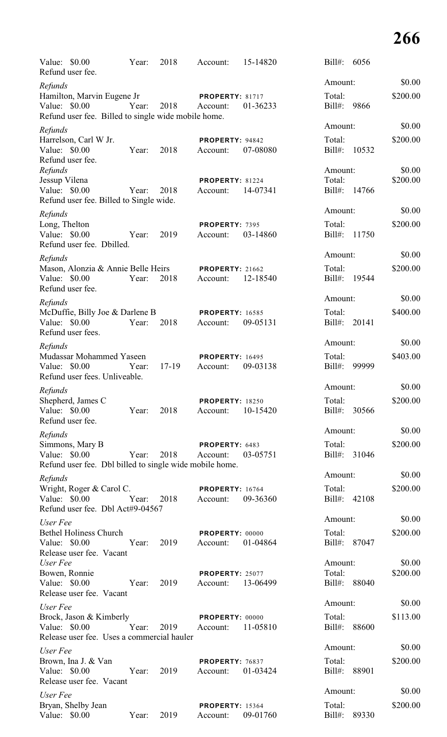Value: $0.00 Year: 2018 Account: 15-14820 Bill#: 6056
Refund user fee.
Amount: $0.00

*Refunds*
Hamilton, Marvin Eugene Jr **PROPERTY:** 81717 Total: $200.00
Value: $0.00 Year: 2018 Account: 01-36233 Bill#: 9866
Refund user fee. Billed to single wide mobile home.
Amount: $0.00

*Refunds*
Harrelson, Carl W Jr. **PROPERTY:** 94842 Total: $200.00
Value: $0.00 Year: 2018 Account: 07-08080 Bill#: 10532
Refund user fee.
Amount: $0.00

*Refunds*
Jessup Vilena **PROPERTY:** 81224 Total: $200.00
Value: $0.00 Year: 2018 Account: 14-07341 Bill#: 14766
Refund user fee. Billed to Single wide.
Amount: $0.00

*Refunds*
Long, Thelton **PROPERTY:** 7395 Total: $200.00
Value: $0.00 Year: 2019 Account: 03-14860 Bill#: 11750
Refund user fee. Dbilled.
Amount: $0.00

*Refunds*
Mason, Alonzia & Annie Belle Heirs **PROPERTY:** 21662 Total: $200.00
Value: $0.00 Year: 2018 Account: 12-18540 Bill#: 19544
Refund user fee.
Amount: $0.00

*Refunds*
McDuffie, Billy Joe & Darlene B **PROPERTY:** 16585 Total: $400.00
Value: $0.00 Year: 2018 Account: 09-05131 Bill#: 20141
Refund user fees.
Amount: $0.00

*Refunds*
Mudassar Mohammed Yaseen **PROPERTY:** 16495 Total: $403.00
Value: $0.00 Year: 17-19 Account: 09-03138 Bill#: 99999
Refund user fees. Unliveable.
Amount: $0.00

*Refunds*
Shepherd, James C **PROPERTY:** 18250 Total: $200.00
Value: $0.00 Year: 2018 Account: 10-15420 Bill#: 30566
Refund user fee.
Amount: $0.00

*Refunds*
Simmons, Mary B **PROPERTY:** 6483 Total: $200.00
Value: $0.00 Year: 2018 Account: 03-05751 Bill#: 31046
Refund user fee. Dbl billed to single wide mobile home.
Amount: $0.00

*Refunds*
Wright, Roger & Carol C. **PROPERTY:** 16764 Total: $200.00
Value: $0.00 Year: 2018 Account: 09-36360 Bill#: 42108
Refund user fee. Dbl Act#9-04567
Amount: $0.00

*User Fee*
Bethel Holiness Church **PROPERTY:** 00000 Total: $200.00
Value: $0.00 Year: 2019 Account: 01-04864 Bill#: 87047
Release user fee. Vacant
Amount: $0.00

*User Fee*
Bowen, Ronnie **PROPERTY:** 25077 Total: $200.00
Value: $0.00 Year: 2019 Account: 13-06499 Bill#: 88040
Release user fee. Vacant
Amount: $0.00

*User Fee*
Brock, Jason & Kimberly **PROPERTY:** 00000 Total: $113.00
Value: $0.00 Year: 2019 Account: 11-05810 Bill#: 88600
Release user fee. Uses a commercial hauler
Amount: $0.00

*User Fee*
Brown, Ina J. & Van **PROPERTY:** 76837 Total: $200.00
Value: $0.00 Year: 2019 Account: 01-03424 Bill#: 88901
Release user fee. Vacant
Amount: $0.00

*User Fee*
Bryan, Shelby Jean **PROPERTY:** 15364 Total: $200.00
Value: $0.00 Year: 2019 Account: 09-01760 Bill#: 89330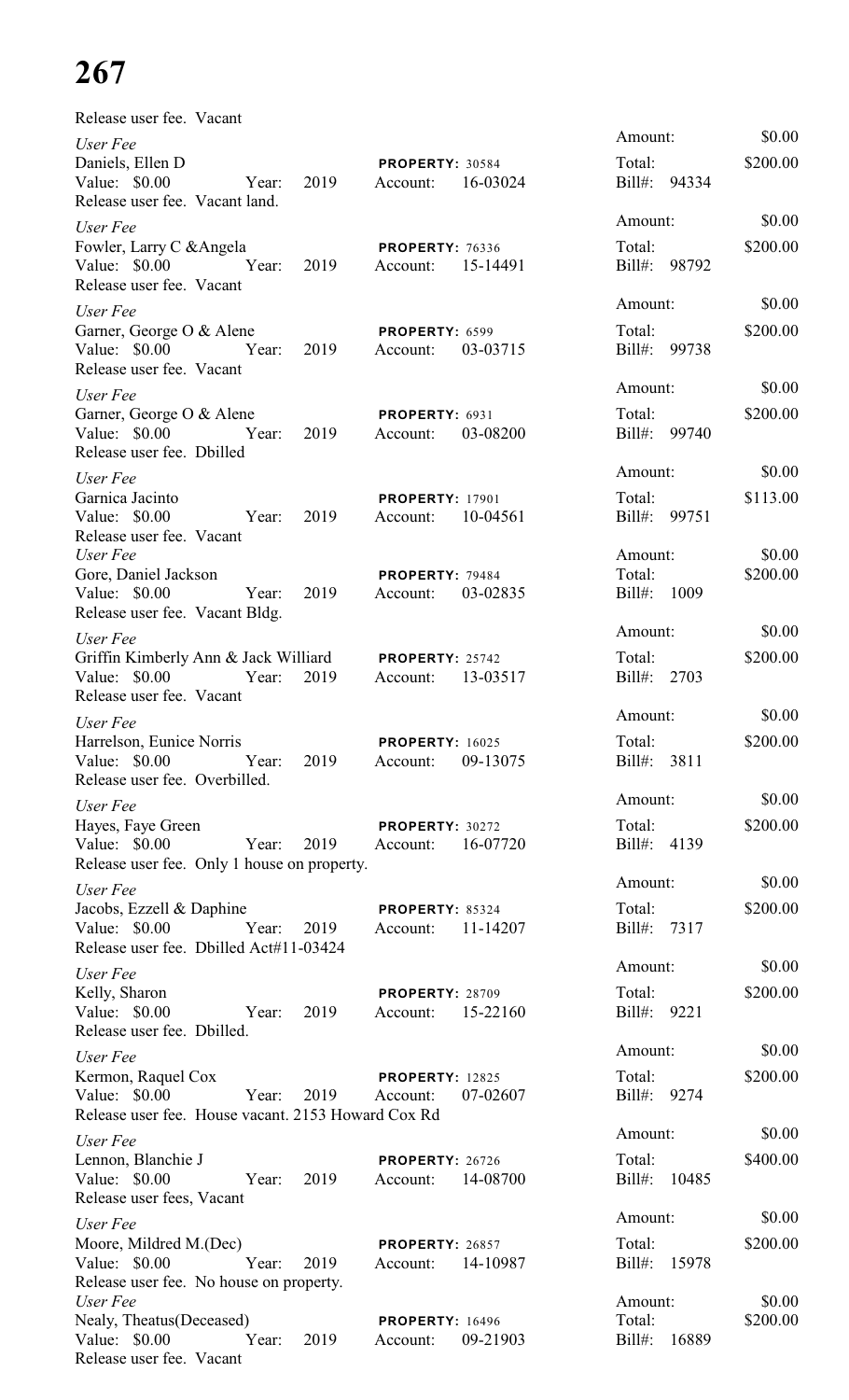Release user fee. Vacant

| | | | |
|---|---|---|---|
| | | Amount: | $0.00 |
| *User Fee* | | | |
| Daniels, Ellen D | **PROPERTY:** 30584 | Total: | $200.00 |
| Value: $0.00 Year: 2019 | Account: 16-03024 | Bill#: 94334 | |
| Release user fee. Vacant land. | | | |
| | | Amount: | $0.00 |
| *User Fee* | | | |
| Fowler, Larry C &Angela | **PROPERTY:** 76336 | Total: | $200.00 |
| Value: $0.00 Year: 2019 | Account: 15-14491 | Bill#: 98792 | |
| Release user fee. Vacant | | | |
| | | Amount: | $0.00 |
| *User Fee* | | | |
| Garner, George O & Alene | **PROPERTY:** 6599 | Total: | $200.00 |
| Value: $0.00 Year: 2019 | Account: 03-03715 | Bill#: 99738 | |
| Release user fee. Vacant | | | |
| | | Amount: | $0.00 |
| *User Fee* | | | |
| Garner, George O & Alene | **PROPERTY:** 6931 | Total: | $200.00 |
| Value: $0.00 Year: 2019 | Account: 03-08200 | Bill#: 99740 | |
| Release user fee. Dbilled | | | |
| | | Amount: | $0.00 |
| *User Fee* | | | |
| Garnica Jacinto | **PROPERTY:** 17901 | Total: | $113.00 |
| Value: $0.00 Year: 2019 | Account: 10-04561 | Bill#: 99751 | |
| Release user fee. Vacant | | | |
| *User Fee* | | Amount: | $0.00 |
| Gore, Daniel Jackson | **PROPERTY:** 79484 | Total: | $200.00 |
| Value: $0.00 Year: 2019 | Account: 03-02835 | Bill#: 1009 | |
| Release user fee. Vacant Bldg. | | | |
| | | Amount: | $0.00 |
| *User Fee* | | | |
| Griffin Kimberly Ann & Jack Williard | **PROPERTY:** 25742 | Total: | $200.00 |
| Value: $0.00 Year: 2019 | Account: 13-03517 | Bill#: 2703 | |
| Release user fee. Vacant | | | |
| | | Amount: | $0.00 |
| *User Fee* | | | |
| Harrelson, Eunice Norris | **PROPERTY:** 16025 | Total: | $200.00 |
| Value: $0.00 Year: 2019 | Account: 09-13075 | Bill#: 3811 | |
| Release user fee. Overbilled. | | | |
| | | Amount: | $0.00 |
| *User Fee* | | | |
| Hayes, Faye Green | **PROPERTY:** 30272 | Total: | $200.00 |
| Value: $0.00 Year: 2019 | Account: 16-07720 | Bill#: 4139 | |
| Release user fee. Only 1 house on property. | | | |
| | | Amount: | $0.00 |
| *User Fee* | | | |
| Jacobs, Ezzell & Daphine | **PROPERTY:** 85324 | Total: | $200.00 |
| Value: $0.00 Year: 2019 | Account: 11-14207 | Bill#: 7317 | |
| Release user fee. Dbilled Act#11-03424 | | | |
| | | Amount: | $0.00 |
| *User Fee* | | | |
| Kelly, Sharon | **PROPERTY:** 28709 | Total: | $200.00 |
| Value: $0.00 Year: 2019 | Account: 15-22160 | Bill#: 9221 | |
| Release user fee. Dbilled. | | | |
| | | Amount: | $0.00 |
| *User Fee* | | | |
| Kermon, Raquel Cox | **PROPERTY:** 12825 | Total: | $200.00 |
| Value: $0.00 Year: 2019 | Account: 07-02607 | Bill#: 9274 | |
| Release user fee. House vacant. 2153 Howard Cox Rd | | | |
| | | Amount: | $0.00 |
| *User Fee* | | | |
| Lennon, Blanchie J | **PROPERTY:** 26726 | Total: | $400.00 |
| Value: $0.00 Year: 2019 | Account: 14-08700 | Bill#: 10485 | |
| Release user fees, Vacant | | | |
| | | Amount: | $0.00 |
| *User Fee* | | | |
| Moore, Mildred M.(Dec) | **PROPERTY:** 26857 | Total: | $200.00 |
| Value: $0.00 Year: 2019 | Account: 14-10987 | Bill#: 15978 | |
| Release user fee. No house on property. | | | |
| *User Fee* | | Amount: | $0.00 |
| Nealy, Theatus(Deceased) | **PROPERTY:** 16496 | Total: | $200.00 |
| Value: $0.00 Year: 2019 | Account: 09-21903 | Bill#: 16889 | |
| Release user fee. Vacant | | | |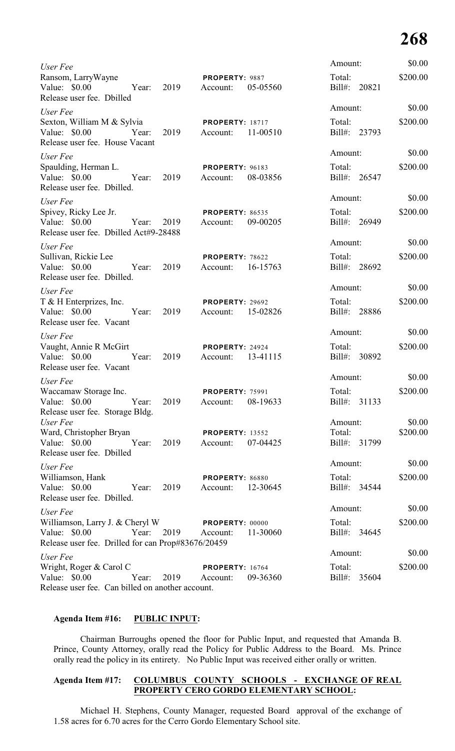| | | | |
|---|---|---|---|
| *User Fee* | | Amount: | $0.00 |
| Ransom, LarryWayne | **PROPERTY:** 9887 | Total: | $200.00 |
| Value: $0.00 Year: 2019 | Account: 05-05560 | Bill#: 20821 | |
| Release user fee. Dbilled | | | |
| *User Fee* | | Amount: | $0.00 |
| Sexton, William M & Sylvia | **PROPERTY:** 18717 | Total: | $200.00 |
| Value: $0.00 Year: 2019 | Account: 11-00510 | Bill#: 23793 | |
| Release user fee. House Vacant | | | |
| *User Fee* | | Amount: | $0.00 |
| Spaulding, Herman L. | **PROPERTY:** 96183 | Total: | $200.00 |
| Value: $0.00 Year: 2019 | Account: 08-03856 | Bill#: 26547 | |
| Release user fee. Dbilled. | | | |
| *User Fee* | | Amount: | $0.00 |
| Spivey, Ricky Lee Jr. | **PROPERTY:** 86535 | Total: | $200.00 |
| Value: $0.00 Year: 2019 | Account: 09-00205 | Bill#: 26949 | |
| Release user fee. Dbilled Act#9-28488 | | | |
| *User Fee* | | Amount: | $0.00 |
| Sullivan, Rickie Lee | **PROPERTY:** 78622 | Total: | $200.00 |
| Value: $0.00 Year: 2019 | Account: 16-15763 | Bill#: 28692 | |
| Release user fee. Dbilled. | | | |
| *User Fee* | | Amount: | $0.00 |
| T & H Enterprizes, Inc. | **PROPERTY:** 29692 | Total: | $200.00 |
| Value: $0.00 Year: 2019 | Account: 15-02826 | Bill#: 28886 | |
| Release user fee. Vacant | | | |
| *User Fee* | | Amount: | $0.00 |
| Vaught, Annie R McGirt | **PROPERTY:** 24924 | Total: | $200.00 |
| Value: $0.00 Year: 2019 | Account: 13-41115 | Bill#: 30892 | |
| Release user fee. Vacant | | | |
| *User Fee* | | Amount: | $0.00 |
| Waccamaw Storage Inc. | **PROPERTY:** 75991 | Total: | $200.00 |
| Value: $0.00 Year: 2019 | Account: 08-19633 | Bill#: 31133 | |
| Release user fee. Storage Bldg. | | | |
| *User Fee* | | Amount: | $0.00 |
| Ward, Christopher Bryan | **PROPERTY:** 13552 | Total: | $200.00 |
| Value: $0.00 Year: 2019 | Account: 07-04425 | Bill#: 31799 | |
| Release user fee. Dbilled | | | |
| *User Fee* | | Amount: | $0.00 |
| Williamson, Hank | **PROPERTY:** 86880 | Total: | $200.00 |
| Value: $0.00 Year: 2019 | Account: 12-30645 | Bill#: 34544 | |
| Release user fee. Dbilled. | | | |
| *User Fee* | | Amount: | $0.00 |
| Williamson, Larry J. & Cheryl W | **PROPERTY:** 00000 | Total: | $200.00 |
| Value: $0.00 Year: 2019 | Account: 11-30060 | Bill#: 34645 | |
| Release user fee. Drilled for can Prop#83676/20459 | | | |
| *User Fee* | | Amount: | $0.00 |
| Wright, Roger & Carol C | **PROPERTY:** 16764 | Total: | $200.00 |
| Value: $0.00 Year: 2019 | Account: 09-36360 | Bill#: 35604 | |
| Release user fee. Can billed on another account. | | | |

**Agenda Item #16: PUBLIC INPUT:**

Chairman Burroughs opened the floor for Public Input, and requested that Amanda B. Prince, County Attorney, orally read the Policy for Public Address to the Board. Ms. Prince orally read the policy in its entirety. No Public Input was received either orally or written.

**Agenda Item #17: COLUMBUS COUNTY SCHOOLS - EXCHANGE OF REAL PROPERTY CERO GORDO ELEMENTARY SCHOOL:**

Michael H. Stephens, County Manager, requested Board approval of the exchange of 1.58 acres for 6.70 acres for the Cerro Gordo Elementary School site.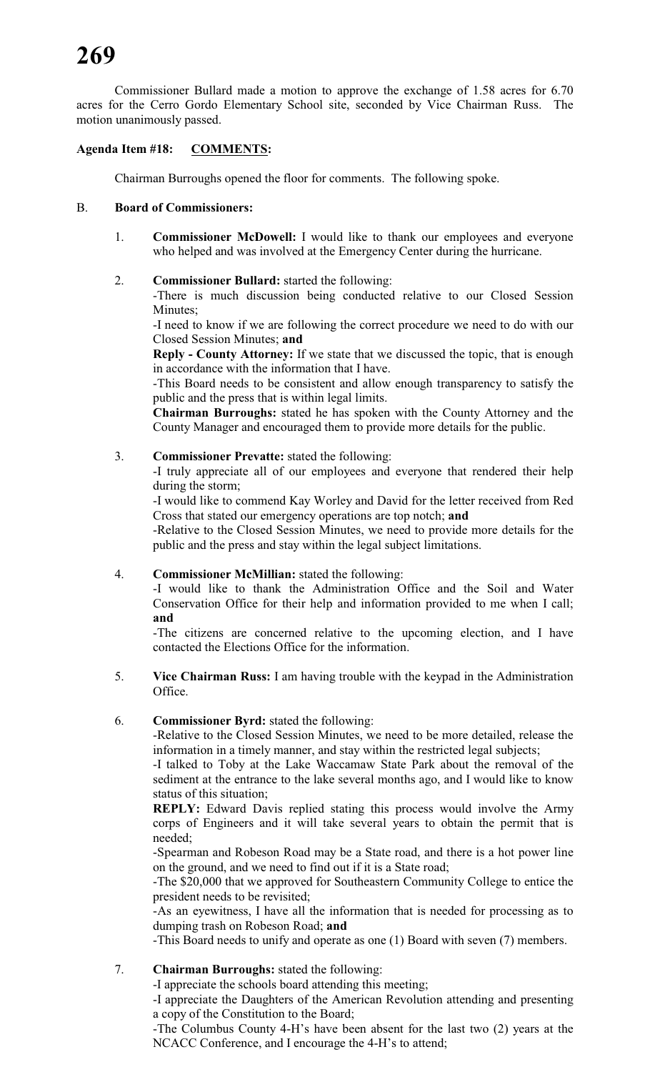Commissioner Bullard made a motion to approve the exchange of 1.58 acres for 6.70 acres for the Cerro Gordo Elementary School site, seconded by Vice Chairman Russ. The motion unanimously passed.

**Agenda Item #18: COMMENTS:**

Chairman Burroughs opened the floor for comments. The following spoke.

B. **Board of Commissioners:**

1. **Commissioner McDowell:** I would like to thank our employees and everyone who helped and was involved at the Emergency Center during the hurricane.

2. **Commissioner Bullard:** started the following:
   -There is much discussion being conducted relative to our Closed Session Minutes;
   -I need to know if we are following the correct procedure we need to do with our Closed Session Minutes; **and**
   **Reply - County Attorney:** If we state that we discussed the topic, that is enough in accordance with the information that I have.
   -This Board needs to be consistent and allow enough transparency to satisfy the public and the press that is within legal limits.
   **Chairman Burroughs:** stated he has spoken with the County Attorney and the County Manager and encouraged them to provide more details for the public.

3. **Commissioner Prevatte:** stated the following:
   -I truly appreciate all of our employees and everyone that rendered their help during the storm;
   -I would like to commend Kay Worley and David for the letter received from Red Cross that stated our emergency operations are top notch; **and**
   -Relative to the Closed Session Minutes, we need to provide more details for the public and the press and stay within the legal subject limitations.

4. **Commissioner McMillian:** stated the following:
   -I would like to thank the Administration Office and the Soil and Water Conservation Office for their help and information provided to me when I call; **and**
   -The citizens are concerned relative to the upcoming election, and I have contacted the Elections Office for the information.

5. **Vice Chairman Russ:** I am having trouble with the keypad in the Administration Office.

6. **Commissioner Byrd:** stated the following:
   -Relative to the Closed Session Minutes, we need to be more detailed, release the information in a timely manner, and stay within the restricted legal subjects;
   -I talked to Toby at the Lake Waccamaw State Park about the removal of the sediment at the entrance to the lake several months ago, and I would like to know status of this situation;
   **REPLY:** Edward Davis replied stating this process would involve the Army corps of Engineers and it will take several years to obtain the permit that is needed;
   -Spearman and Robeson Road may be a State road, and there is a hot power line on the ground, and we need to find out if it is a State road;
   -The $20,000 that we approved for Southeastern Community College to entice the president needs to be revisited;
   -As an eyewitness, I have all the information that is needed for processing as to dumping trash on Robeson Road; **and**
   -This Board needs to unify and operate as one (1) Board with seven (7) members.

7. **Chairman Burroughs:** stated the following:
   -I appreciate the schools board attending this meeting;
   -I appreciate the Daughters of the American Revolution attending and presenting a copy of the Constitution to the Board;
   -The Columbus County 4-H's have been absent for the last two (2) years at the NCACC Conference, and I encourage the 4-H's to attend;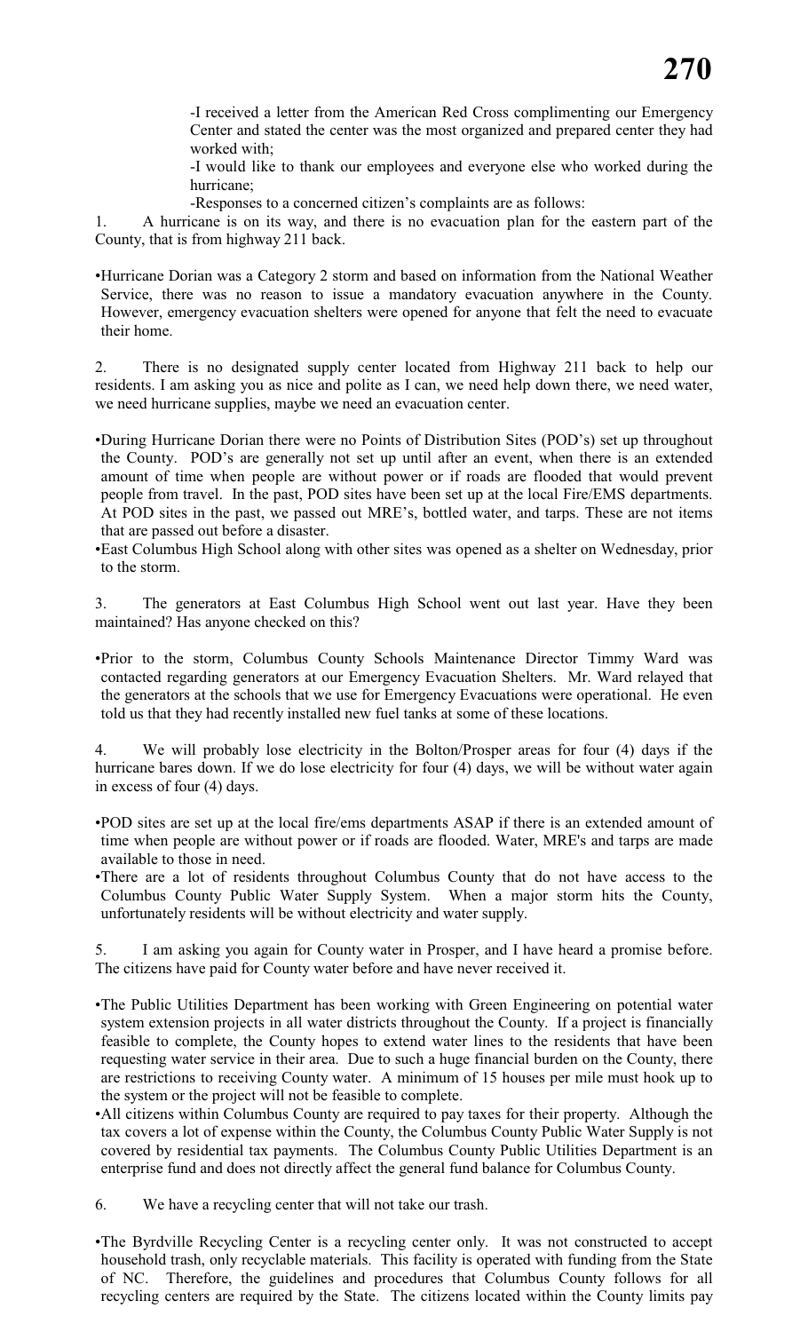-I received a letter from the American Red Cross complimenting our Emergency Center and stated the center was the most organized and prepared center they had worked with;

-I would like to thank our employees and everyone else who worked during the hurricane;

-Responses to a concerned citizen's complaints are as follows:

1. A hurricane is on its way, and there is no evacuation plan for the eastern part of the County, that is from highway 211 back.

- Hurricane Dorian was a Category 2 storm and based on information from the National Weather Service, there was no reason to issue a mandatory evacuation anywhere in the County. However, emergency evacuation shelters were opened for anyone that felt the need to evacuate their home.

2. There is no designated supply center located from Highway 211 back to help our residents. I am asking you as nice and polite as I can, we need help down there, we need water, we need hurricane supplies, maybe we need an evacuation center.

- During Hurricane Dorian there were no Points of Distribution Sites (POD's) set up throughout the County. POD's are generally not set up until after an event, when there is an extended amount of time when people are without power or if roads are flooded that would prevent people from travel. In the past, POD sites have been set up at the local Fire/EMS departments. At POD sites in the past, we passed out MRE's, bottled water, and tarps. These are not items that are passed out before a disaster.
- East Columbus High School along with other sites was opened as a shelter on Wednesday, prior to the storm.

3. The generators at East Columbus High School went out last year. Have they been maintained? Has anyone checked on this?

- Prior to the storm, Columbus County Schools Maintenance Director Timmy Ward was contacted regarding generators at our Emergency Evacuation Shelters. Mr. Ward relayed that the generators at the schools that we use for Emergency Evacuations were operational. He even told us that they had recently installed new fuel tanks at some of these locations.

4. We will probably lose electricity in the Bolton/Prosper areas for four (4) days if the hurricane bares down. If we do lose electricity for four (4) days, we will be without water again in excess of four (4) days.

- POD sites are set up at the local fire/ems departments ASAP if there is an extended amount of time when people are without power or if roads are flooded. Water, MRE's and tarps are made available to those in need.
- There are a lot of residents throughout Columbus County that do not have access to the Columbus County Public Water Supply System. When a major storm hits the County, unfortunately residents will be without electricity and water supply.

5. I am asking you again for County water in Prosper, and I have heard a promise before. The citizens have paid for County water before and have never received it.

- The Public Utilities Department has been working with Green Engineering on potential water system extension projects in all water districts throughout the County. If a project is financially feasible to complete, the County hopes to extend water lines to the residents that have been requesting water service in their area. Due to such a huge financial burden on the County, there are restrictions to receiving County water. A minimum of 15 houses per mile must hook up to the system or the project will not be feasible to complete.
- All citizens within Columbus County are required to pay taxes for their property. Although the tax covers a lot of expense within the County, the Columbus County Public Water Supply is not covered by residential tax payments. The Columbus County Public Utilities Department is an enterprise fund and does not directly affect the general fund balance for Columbus County.

6. We have a recycling center that will not take our trash.

- The Byrdville Recycling Center is a recycling center only. It was not constructed to accept household trash, only recyclable materials. This facility is operated with funding from the State of NC. Therefore, the guidelines and procedures that Columbus County follows for all recycling centers are required by the State. The citizens located within the County limits pay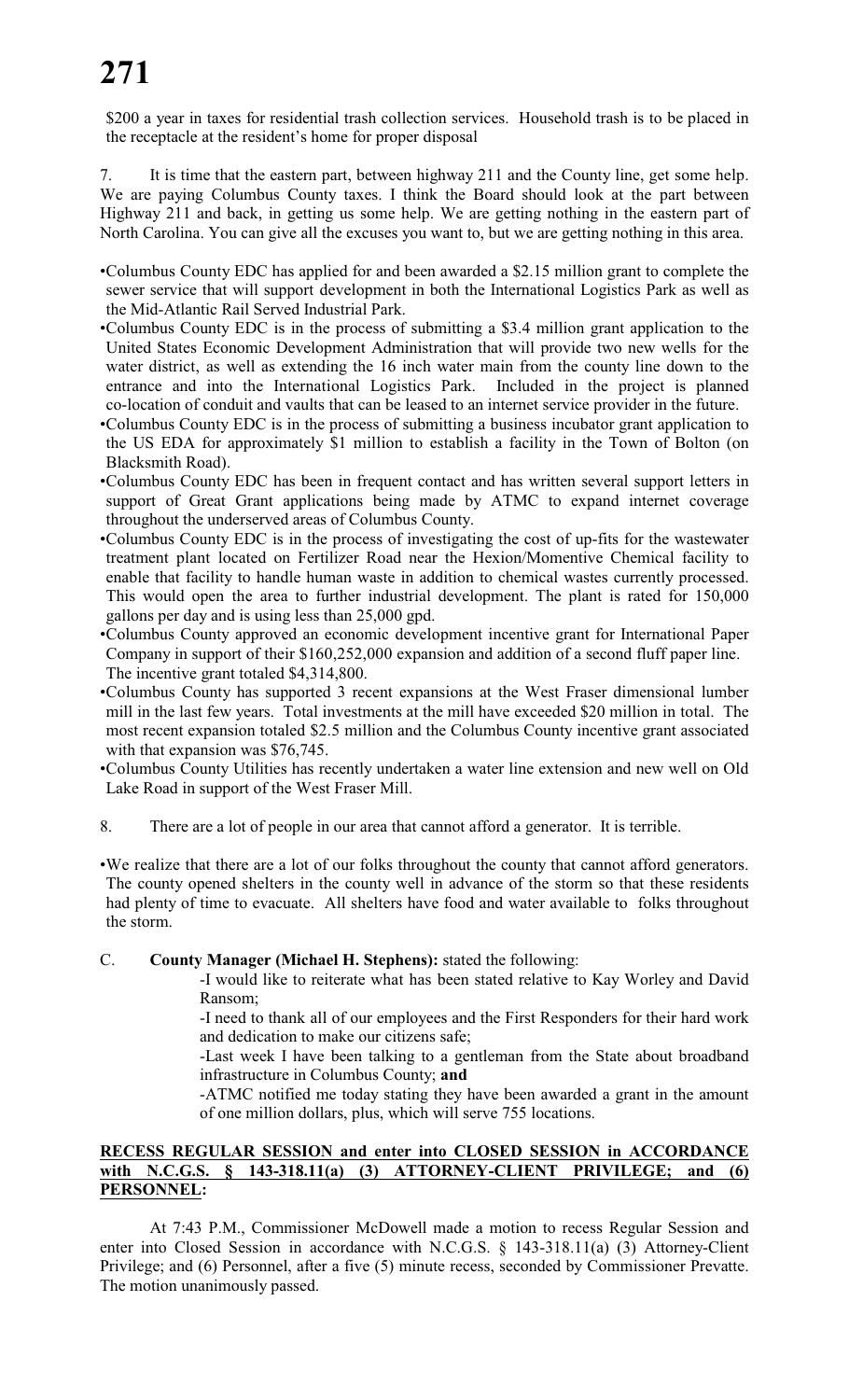$200 a year in taxes for residential trash collection services. Household trash is to be placed in the receptacle at the resident's home for proper disposal

7. It is time that the eastern part, between highway 211 and the County line, get some help. We are paying Columbus County taxes. I think the Board should look at the part between Highway 211 and back, in getting us some help. We are getting nothing in the eastern part of North Carolina. You can give all the excuses you want to, but we are getting nothing in this area.

- Columbus County EDC has applied for and been awarded a $2.15 million grant to complete the sewer service that will support development in both the International Logistics Park as well as the Mid-Atlantic Rail Served Industrial Park.
- Columbus County EDC is in the process of submitting a $3.4 million grant application to the United States Economic Development Administration that will provide two new wells for the water district, as well as extending the 16 inch water main from the county line down to the entrance and into the International Logistics Park. Included in the project is planned co-location of conduit and vaults that can be leased to an internet service provider in the future.
- Columbus County EDC is in the process of submitting a business incubator grant application to the US EDA for approximately $1 million to establish a facility in the Town of Bolton (on Blacksmith Road).
- Columbus County EDC has been in frequent contact and has written several support letters in support of Great Grant applications being made by ATMC to expand internet coverage throughout the underserved areas of Columbus County.
- Columbus County EDC is in the process of investigating the cost of up-fits for the wastewater treatment plant located on Fertilizer Road near the Hexion/Momentive Chemical facility to enable that facility to handle human waste in addition to chemical wastes currently processed. This would open the area to further industrial development. The plant is rated for 150,000 gallons per day and is using less than 25,000 gpd.
- Columbus County approved an economic development incentive grant for International Paper Company in support of their $160,252,000 expansion and addition of a second fluff paper line. The incentive grant totaled $4,314,800.
- Columbus County has supported 3 recent expansions at the West Fraser dimensional lumber mill in the last few years. Total investments at the mill have exceeded $20 million in total. The most recent expansion totaled $2.5 million and the Columbus County incentive grant associated with that expansion was $76,745.
- Columbus County Utilities has recently undertaken a water line extension and new well on Old Lake Road in support of the West Fraser Mill.

8. There are a lot of people in our area that cannot afford a generator. It is terrible.

- We realize that there are a lot of our folks throughout the county that cannot afford generators. The county opened shelters in the county well in advance of the storm so that these residents had plenty of time to evacuate. All shelters have food and water available to folks throughout the storm.

C. **County Manager (Michael H. Stephens):** stated the following:

-I would like to reiterate what has been stated relative to Kay Worley and David Ransom;

-I need to thank all of our employees and the First Responders for their hard work and dedication to make our citizens safe;

-Last week I have been talking to a gentleman from the State about broadband infrastructure in Columbus County; **and**

-ATMC notified me today stating they have been awarded a grant in the amount of one million dollars, plus, which will serve 755 locations.

**RECESS REGULAR SESSION and enter into CLOSED SESSION in ACCORDANCE with N.C.G.S. § 143-318.11(a) (3) ATTORNEY-CLIENT PRIVILEGE; and (6) PERSONNEL:**

At 7:43 P.M., Commissioner McDowell made a motion to recess Regular Session and enter into Closed Session in accordance with N.C.G.S. § 143-318.11(a) (3) Attorney-Client Privilege; and (6) Personnel, after a five (5) minute recess, seconded by Commissioner Prevatte. The motion unanimously passed.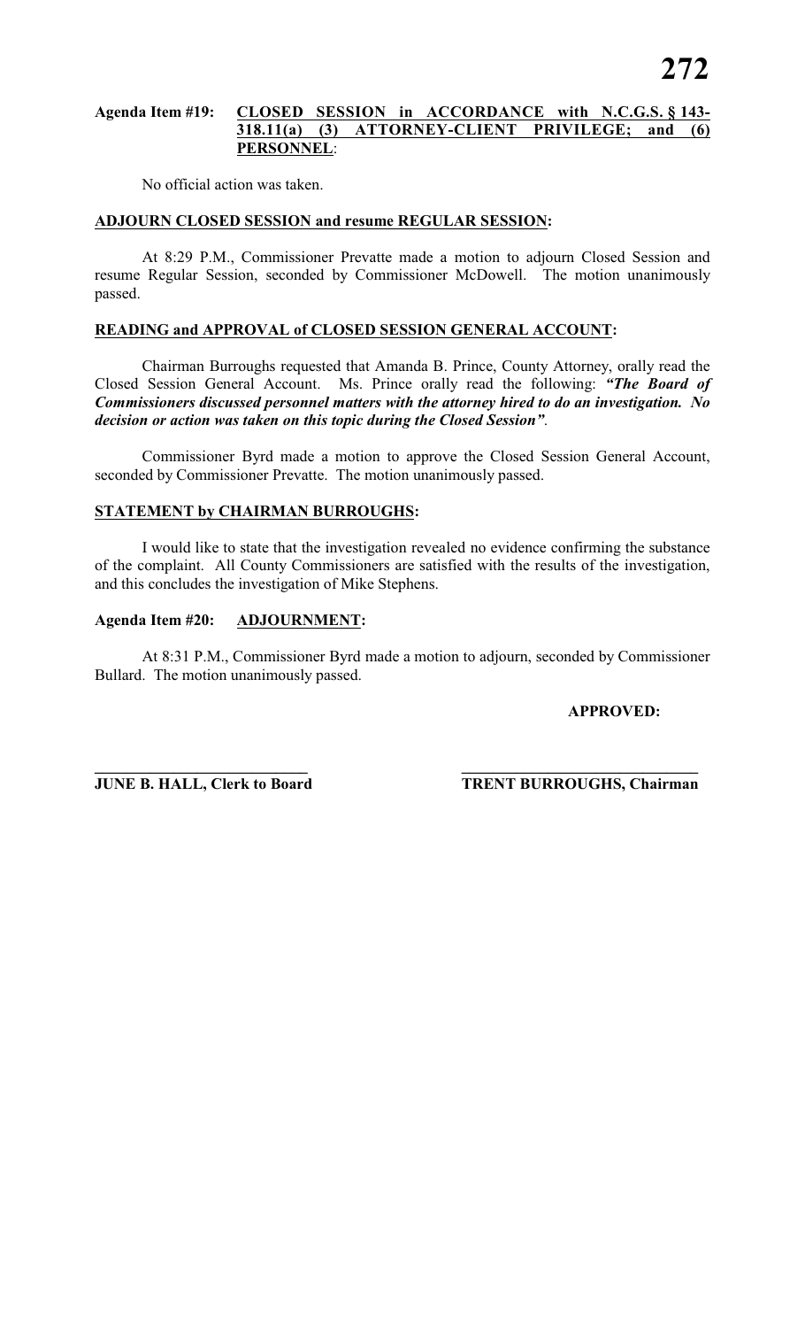**Agenda Item #19: <u>CLOSED SESSION in ACCORDANCE with N.C.G.S. § 143-318.11(a) (3) ATTORNEY-CLIENT PRIVILEGE; and (6) PERSONNEL</u>:**

No official action was taken.

**<u>ADJOURN CLOSED SESSION and resume REGULAR SESSION</u>:**

At 8:29 P.M., Commissioner Prevatte made a motion to adjourn Closed Session and resume Regular Session, seconded by Commissioner McDowell. The motion unanimously passed.

**<u>READING and APPROVAL of CLOSED SESSION GENERAL ACCOUNT</u>:**

Chairman Burroughs requested that Amanda B. Prince, County Attorney, orally read the Closed Session General Account. Ms. Prince orally read the following: ***"The Board of Commissioners discussed personnel matters with the attorney hired to do an investigation. No decision or action was taken on this topic during the Closed Session"***.

Commissioner Byrd made a motion to approve the Closed Session General Account, seconded by Commissioner Prevatte. The motion unanimously passed.

**<u>STATEMENT by CHAIRMAN BURROUGHS</u>:**

I would like to state that the investigation revealed no evidence confirming the substance of the complaint. All County Commissioners are satisfied with the results of the investigation, and this concludes the investigation of Mike Stephens.

**Agenda Item #20: <u>ADJOURNMENT</u>:**

At 8:31 P.M., Commissioner Byrd made a motion to adjourn, seconded by Commissioner Bullard. The motion unanimously passed.

**APPROVED:**

\_\_\_\_\_\_\_\_\_\_\_\_\_\_\_\_\_\_\_\_\_\_\_\_\_\_\_\_ \_\_\_\_\_\_\_\_\_\_\_\_\_\_\_\_\_\_\_\_\_\_\_\_\_\_\_\_\_\_\_\_

**JUNE B. HALL, Clerk to Board** **TRENT BURROUGHS, Chairman**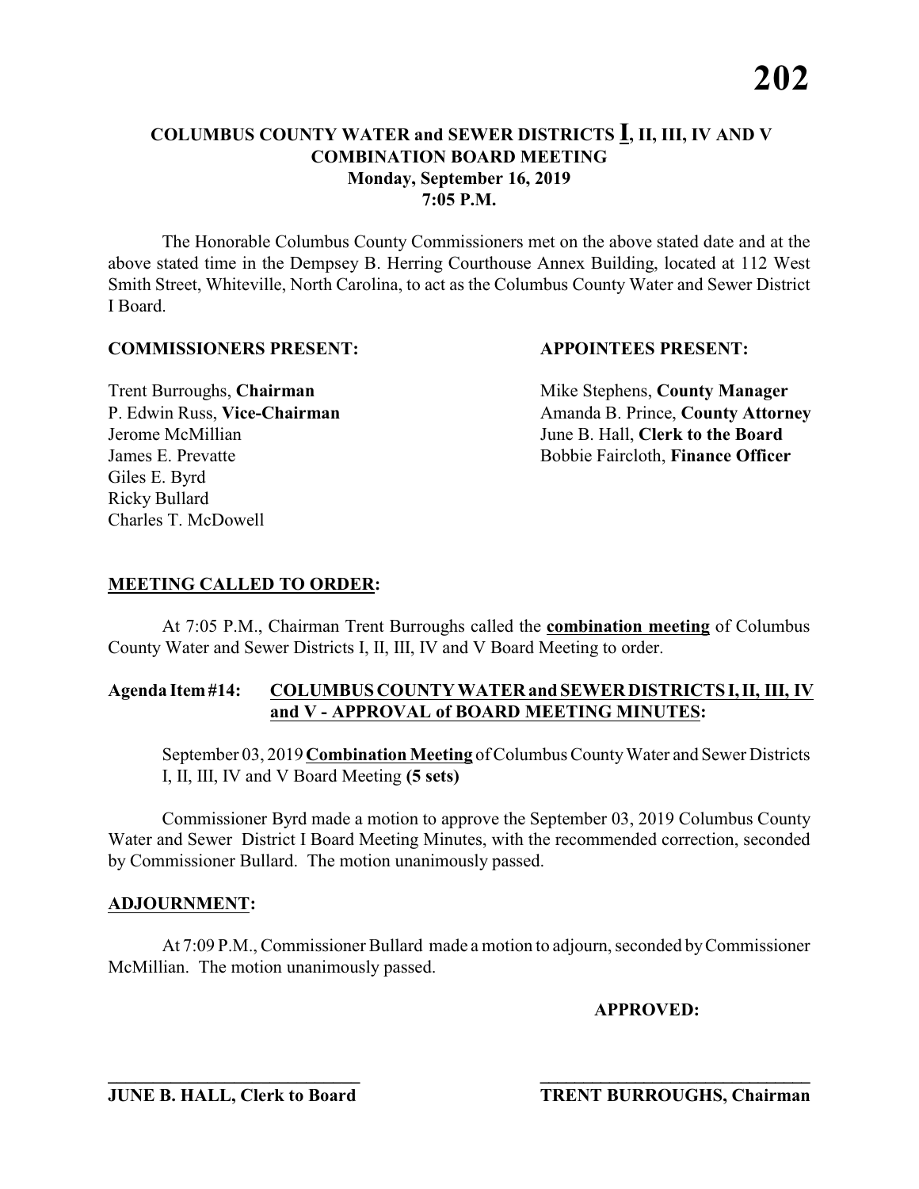# COLUMBUS COUNTY WATER and SEWER DISTRICTS I, II, III, IV AND V COMBINATION BOARD MEETING
**Monday, September 16, 2019**
**7:05 P.M.**

The Honorable Columbus County Commissioners met on the above stated date and at the above stated time in the Dempsey B. Herring Courthouse Annex Building, located at 112 West Smith Street, Whiteville, North Carolina, to act as the Columbus County Water and Sewer District I Board.

**COMMISSIONERS PRESENT:**

Trent Burroughs, **Chairman**
P. Edwin Russ, **Vice-Chairman**
Jerome McMillian
James E. Prevatte
Giles E. Byrd
Ricky Bullard
Charles T. McDowell

**APPOINTEES PRESENT:**

Mike Stephens, **County Manager**
Amanda B. Prince, **County Attorney**
June B. Hall, **Clerk to the Board**
Bobbie Faircloth, **Finance Officer**

**MEETING CALLED TO ORDER:**

At 7:05 P.M., Chairman Trent Burroughs called the **combination meeting** of Columbus County Water and Sewer Districts I, II, III, IV and V Board Meeting to order.

**Agenda Item #14: COLUMBUS COUNTY WATER and SEWER DISTRICTS I, II, III, IV and V - APPROVAL of BOARD MEETING MINUTES:**

September 03, 2019 **Combination Meeting** of Columbus County Water and Sewer Districts I, II, III, IV and V Board Meeting **(5 sets)**

Commissioner Byrd made a motion to approve the September 03, 2019 Columbus County Water and Sewer District I Board Meeting Minutes, with the recommended correction, seconded by Commissioner Bullard. The motion unanimously passed.

**ADJOURNMENT:**

At 7:09 P.M., Commissioner Bullard made a motion to adjourn, seconded by Commissioner McMillian. The motion unanimously passed.

**APPROVED:**

______________________________
**JUNE B. HALL, Clerk to Board**

______________________________
**TRENT BURROUGHS, Chairman**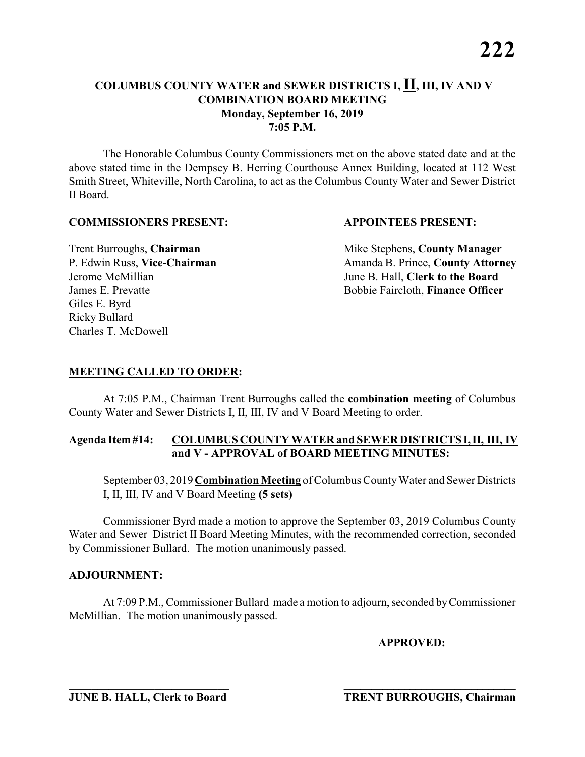# COLUMBUS COUNTY WATER and SEWER DISTRICTS I, **II**, III, IV AND V
## COMBINATION BOARD MEETING
### Monday, September 16, 2019
### 7:05 P.M.

The Honorable Columbus County Commissioners met on the above stated date and at the above stated time in the Dempsey B. Herring Courthouse Annex Building, located at 112 West Smith Street, Whiteville, North Carolina, to act as the Columbus County Water and Sewer District II Board.

**COMMISSIONERS PRESENT:**

Trent Burroughs, **Chairman**
P. Edwin Russ, **Vice-Chairman**
Jerome McMillian
James E. Prevatte
Giles E. Byrd
Ricky Bullard
Charles T. McDowell

**APPOINTEES PRESENT:**

Mike Stephens, **County Manager**
Amanda B. Prince, **County Attorney**
June B. Hall, **Clerk to the Board**
Bobbie Faircloth, **Finance Officer**

**MEETING CALLED TO ORDER:**

At 7:05 P.M., Chairman Trent Burroughs called the **combination meeting** of Columbus County Water and Sewer Districts I, II, III, IV and V Board Meeting to order.

**Agenda Item #14: COLUMBUS COUNTY WATER and SEWER DISTRICTS I, II, III, IV and V - APPROVAL of BOARD MEETING MINUTES:**

September 03, 2019 **Combination Meeting** of Columbus County Water and Sewer Districts I, II, III, IV and V Board Meeting **(5 sets)**

Commissioner Byrd made a motion to approve the September 03, 2019 Columbus County Water and Sewer District II Board Meeting Minutes, with the recommended correction, seconded by Commissioner Bullard. The motion unanimously passed.

**ADJOURNMENT:**

At 7:09 P.M., Commissioner Bullard made a motion to adjourn, seconded by Commissioner McMillian. The motion unanimously passed.

**APPROVED:**

______________________________
**JUNE B. HALL, Clerk to Board**

______________________________
**TRENT BURROUGHS, Chairman**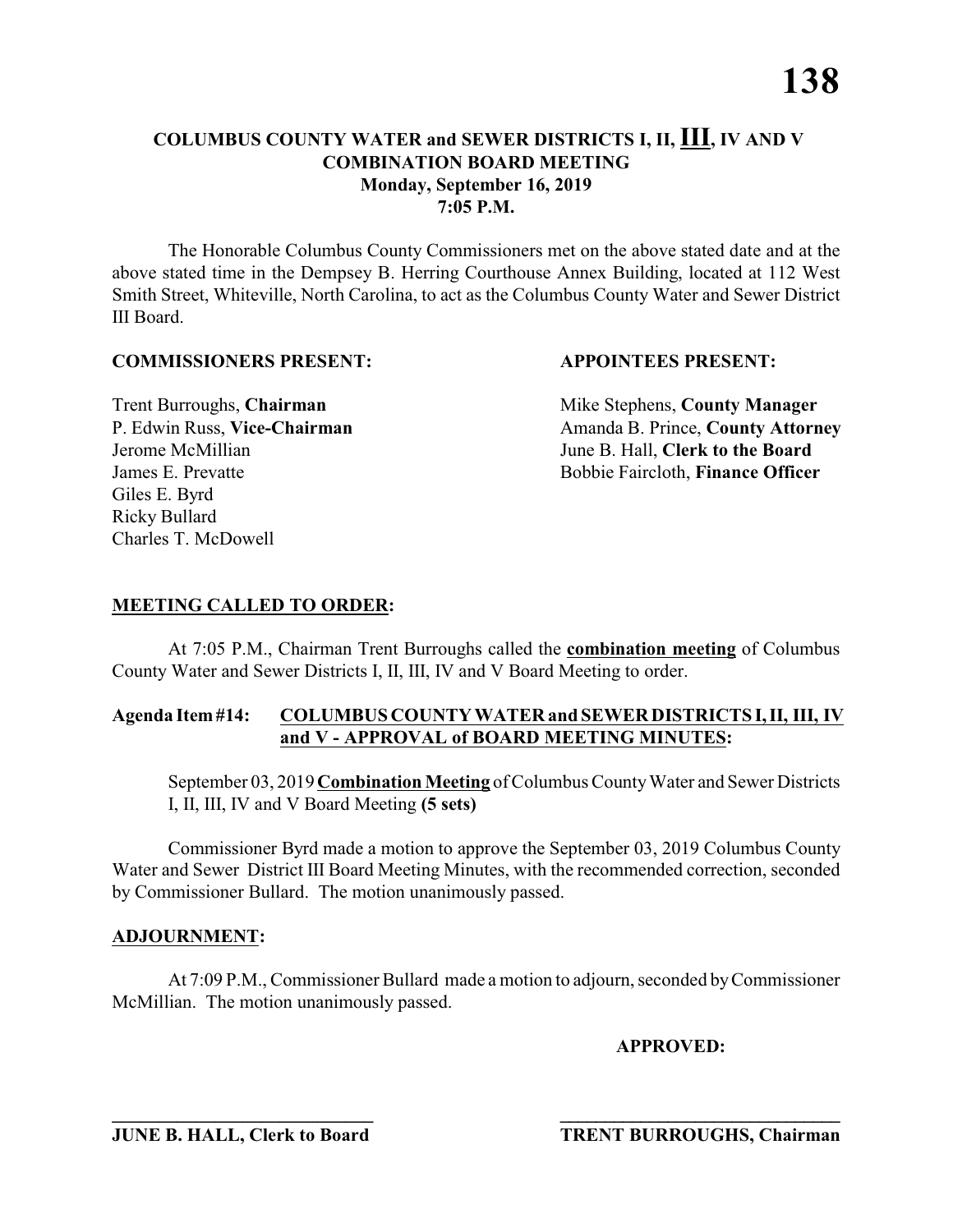# COLUMBUS COUNTY WATER and SEWER DISTRICTS I, II, **III**, IV AND V
## COMBINATION BOARD MEETING
### Monday, September 16, 2019
### 7:05 P.M.

The Honorable Columbus County Commissioners met on the above stated date and at the above stated time in the Dempsey B. Herring Courthouse Annex Building, located at 112 West Smith Street, Whiteville, North Carolina, to act as the Columbus County Water and Sewer District III Board.

**COMMISSIONERS PRESENT:**

Trent Burroughs, **Chairman**
P. Edwin Russ, **Vice-Chairman**
Jerome McMillian
James E. Prevatte
Giles E. Byrd
Ricky Bullard
Charles T. McDowell

**APPOINTEES PRESENT:**

Mike Stephens, **County Manager**
Amanda B. Prince, **County Attorney**
June B. Hall, **Clerk to the Board**
Bobbie Faircloth, **Finance Officer**

**MEETING CALLED TO ORDER:**

At 7:05 P.M., Chairman Trent Burroughs called the **combination meeting** of Columbus County Water and Sewer Districts I, II, III, IV and V Board Meeting to order.

**Agenda Item #14: COLUMBUS COUNTY WATER and SEWER DISTRICTS I, II, III, IV and V - APPROVAL of BOARD MEETING MINUTES:**

September 03, 2019 **Combination Meeting** of Columbus County Water and Sewer Districts I, II, III, IV and V Board Meeting **(5 sets)**

Commissioner Byrd made a motion to approve the September 03, 2019 Columbus County Water and Sewer District III Board Meeting Minutes, with the recommended correction, seconded by Commissioner Bullard. The motion unanimously passed.

**ADJOURNMENT:**

At 7:09 P.M., Commissioner Bullard made a motion to adjourn, seconded by Commissioner McMillian. The motion unanimously passed.

**APPROVED:**

\_\_\_\_\_\_\_\_\_\_\_\_\_\_\_\_\_\_\_\_\_\_\_\_\_\_\_\_\_\_
**JUNE B. HALL, Clerk to Board**

\_\_\_\_\_\_\_\_\_\_\_\_\_\_\_\_\_\_\_\_\_\_\_\_\_\_\_\_\_\_
**TRENT BURROUGHS, Chairman**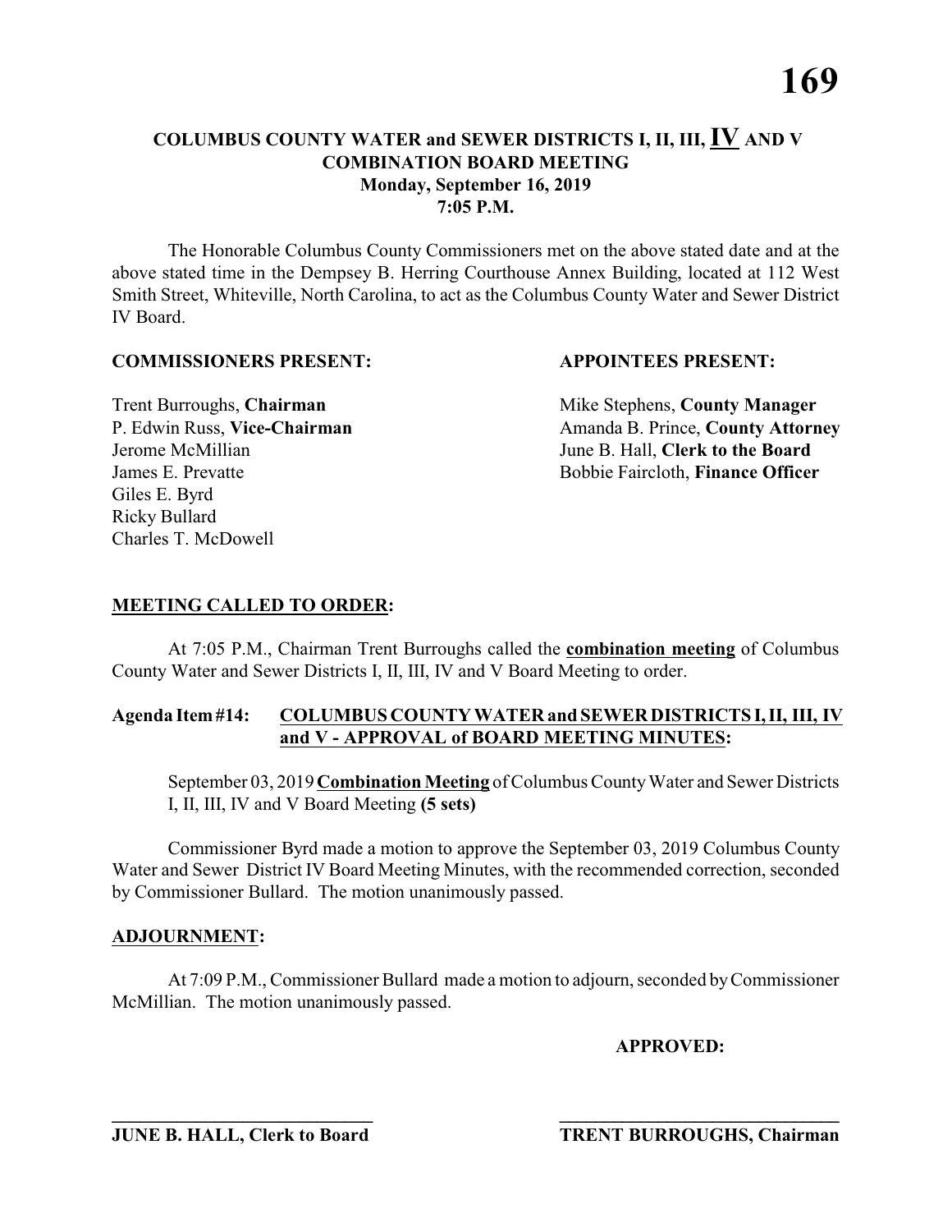# COLUMBUS COUNTY WATER and SEWER DISTRICTS I, II, III, IV AND V COMBINATION BOARD MEETING

**Monday, September 16, 2019**
**7:05 P.M.**

The Honorable Columbus County Commissioners met on the above stated date and at the above stated time in the Dempsey B. Herring Courthouse Annex Building, located at 112 West Smith Street, Whiteville, North Carolina, to act as the Columbus County Water and Sewer District IV Board.

**COMMISSIONERS PRESENT:**

Trent Burroughs, **Chairman**
P. Edwin Russ, **Vice-Chairman**
Jerome McMillian
James E. Prevatte
Giles E. Byrd
Ricky Bullard
Charles T. McDowell

**APPOINTEES PRESENT:**

Mike Stephens, **County Manager**
Amanda B. Prince, **County Attorney**
June B. Hall, **Clerk to the Board**
Bobbie Faircloth, **Finance Officer**

## MEETING CALLED TO ORDER:

At 7:05 P.M., Chairman Trent Burroughs called the **combination meeting** of Columbus County Water and Sewer Districts I, II, III, IV and V Board Meeting to order.

### Agenda Item #14: COLUMBUS COUNTY WATER and SEWER DISTRICTS I, II, III, IV and V - APPROVAL of BOARD MEETING MINUTES:

September 03, 2019 **Combination Meeting** of Columbus County Water and Sewer Districts I, II, III, IV and V Board Meeting **(5 sets)**

Commissioner Byrd made a motion to approve the September 03, 2019 Columbus County Water and Sewer District IV Board Meeting Minutes, with the recommended correction, seconded by Commissioner Bullard. The motion unanimously passed.

## ADJOURNMENT:

At 7:09 P.M., Commissioner Bullard made a motion to adjourn, seconded by Commissioner McMillian. The motion unanimously passed.

**APPROVED:**

\_\_\_\_\_\_\_\_\_\_\_\_\_\_\_\_\_\_\_\_\_\_\_\_\_\_\_\_\_\_
**JUNE B. HALL, Clerk to Board**

\_\_\_\_\_\_\_\_\_\_\_\_\_\_\_\_\_\_\_\_\_\_\_\_\_\_\_\_\_\_
**TRENT BURROUGHS, Chairman**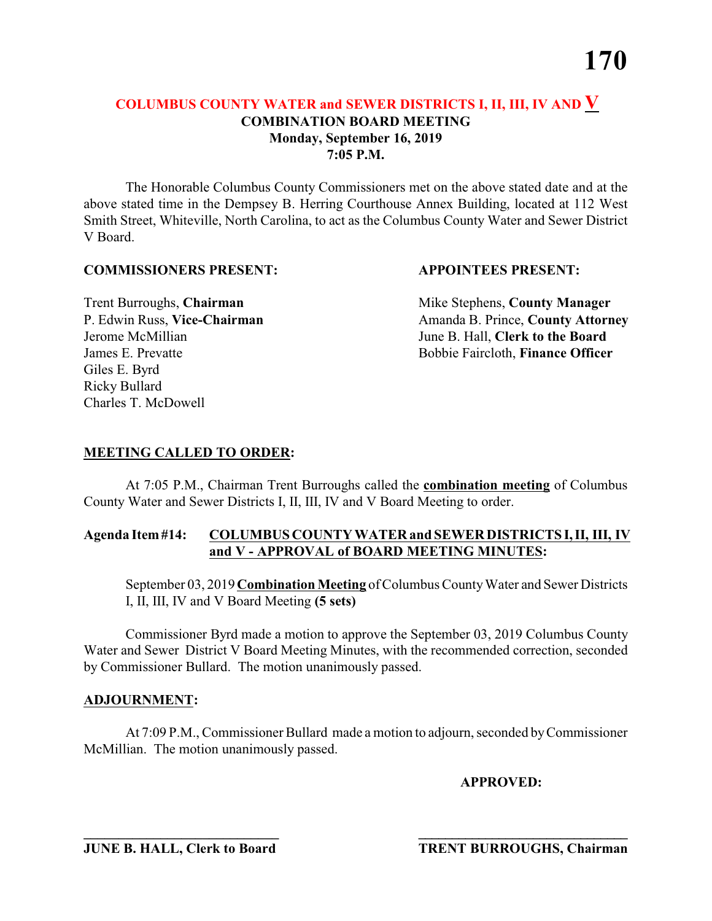# COLUMBUS COUNTY WATER and SEWER DISTRICTS I, II, III, IV AND V
## COMBINATION BOARD MEETING
**Monday, September 16, 2019**
**7:05 P.M.**

The Honorable Columbus County Commissioners met on the above stated date and at the above stated time in the Dempsey B. Herring Courthouse Annex Building, located at 112 West Smith Street, Whiteville, North Carolina, to act as the Columbus County Water and Sewer District V Board.

**COMMISSIONERS PRESENT:**

Trent Burroughs, **Chairman**
P. Edwin Russ, **Vice-Chairman**
Jerome McMillian
James E. Prevatte
Giles E. Byrd
Ricky Bullard
Charles T. McDowell

**APPOINTEES PRESENT:**

Mike Stephens, **County Manager**
Amanda B. Prince, **County Attorney**
June B. Hall, **Clerk to the Board**
Bobbie Faircloth, **Finance Officer**

**MEETING CALLED TO ORDER:**

At 7:05 P.M., Chairman Trent Burroughs called the **combination meeting** of Columbus County Water and Sewer Districts I, II, III, IV and V Board Meeting to order.

**Agenda Item #14: COLUMBUS COUNTY WATER and SEWER DISTRICTS I, II, III, IV and V - APPROVAL of BOARD MEETING MINUTES:**

September 03, 2019 **Combination Meeting** of Columbus County Water and Sewer Districts I, II, III, IV and V Board Meeting **(5 sets)**

Commissioner Byrd made a motion to approve the September 03, 2019 Columbus County Water and Sewer District V Board Meeting Minutes, with the recommended correction, seconded by Commissioner Bullard. The motion unanimously passed.

**ADJOURNMENT:**

At 7:09 P.M., Commissioner Bullard made a motion to adjourn, seconded by Commissioner McMillian. The motion unanimously passed.

**APPROVED:**

______________________________
**JUNE B. HALL, Clerk to Board**

______________________________
**TRENT BURROUGHS, Chairman**